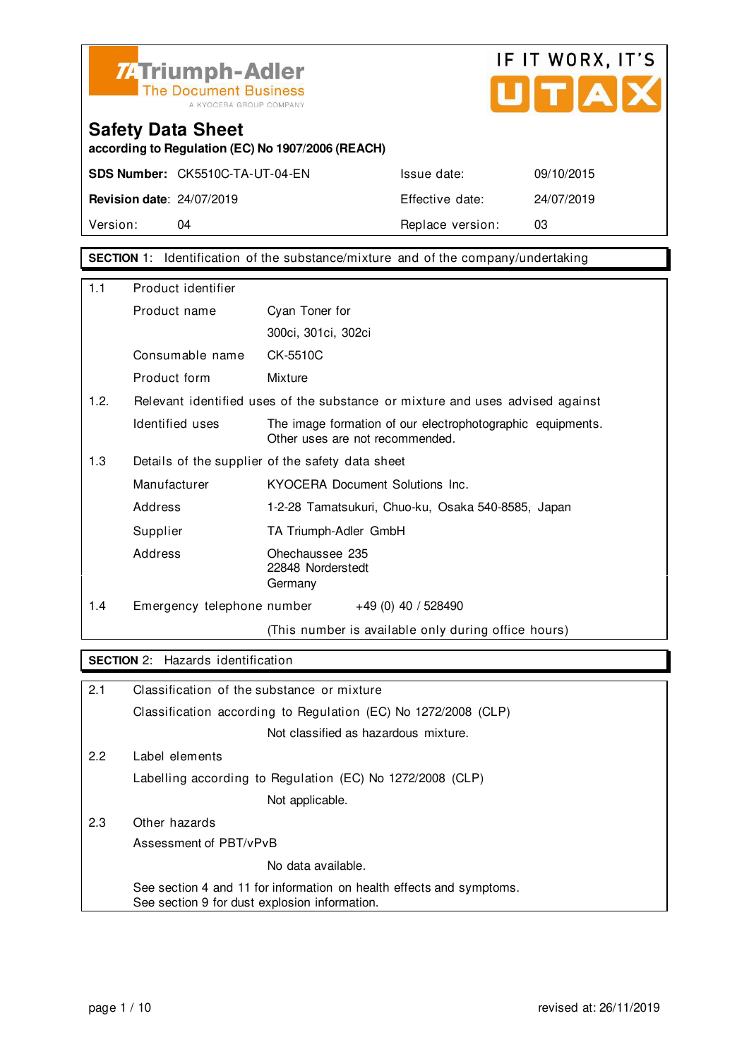Triumph-Adler
The Document Business
A KYOCERA GROUP COMPANY

IF IT WORX, IT'S UTAX

# Safety Data Sheet

**according to Regulation (EC) No 1907/2006 (REACH)**

| | | | |
|---|---|---|---|
| **SDS Number:** | CK5510C-TA-UT-04-EN | Issue date: | 09/10/2015 |
| **Revision date**: | 24/07/2019 | Effective date: | 24/07/2019 |
| Version: | 04 | Replace version: | 03 |

## SECTION 1: Identification of the substance/mixture and of the company/undertaking

**1.1 Product identifier**

| | |
|---|---|
| Product name | Cyan Toner for 300ci, 301ci, 302ci |
| Consumable name | CK-5510C |
| Product form | Mixture |

**1.2. Relevant identified uses of the substance or mixture and uses advised against**

| | |
|---|---|
| Identified uses | The image formation of our electrophotographic equipments. Other uses are not recommended. |

**1.3 Details of the supplier of the safety data sheet**

| | |
|---|---|
| Manufacturer | KYOCERA Document Solutions Inc. |
| Address | 1-2-28 Tamatsukuri, Chuo-ku, Osaka 540-8585, Japan |
| Supplier | TA Triumph-Adler GmbH |
| Address | Ohechaussee 235<br>22848 Norderstedt<br>Germany |

**1.4 Emergency telephone number** +49 (0) 40 / 528490

(This number is available only during office hours)

## SECTION 2: Hazards identification

**2.1 Classification of the substance or mixture**

Classification according to Regulation (EC) No 1272/2008 (CLP)

Not classified as hazardous mixture.

**2.2 Label elements**

Labelling according to Regulation (EC) No 1272/2008 (CLP)

Not applicable.

**2.3 Other hazards**

Assessment of PBT/vPvB

No data available.

See section 4 and 11 for information on health effects and symptoms.
See section 9 for dust explosion information.

revised at: 26/11/2019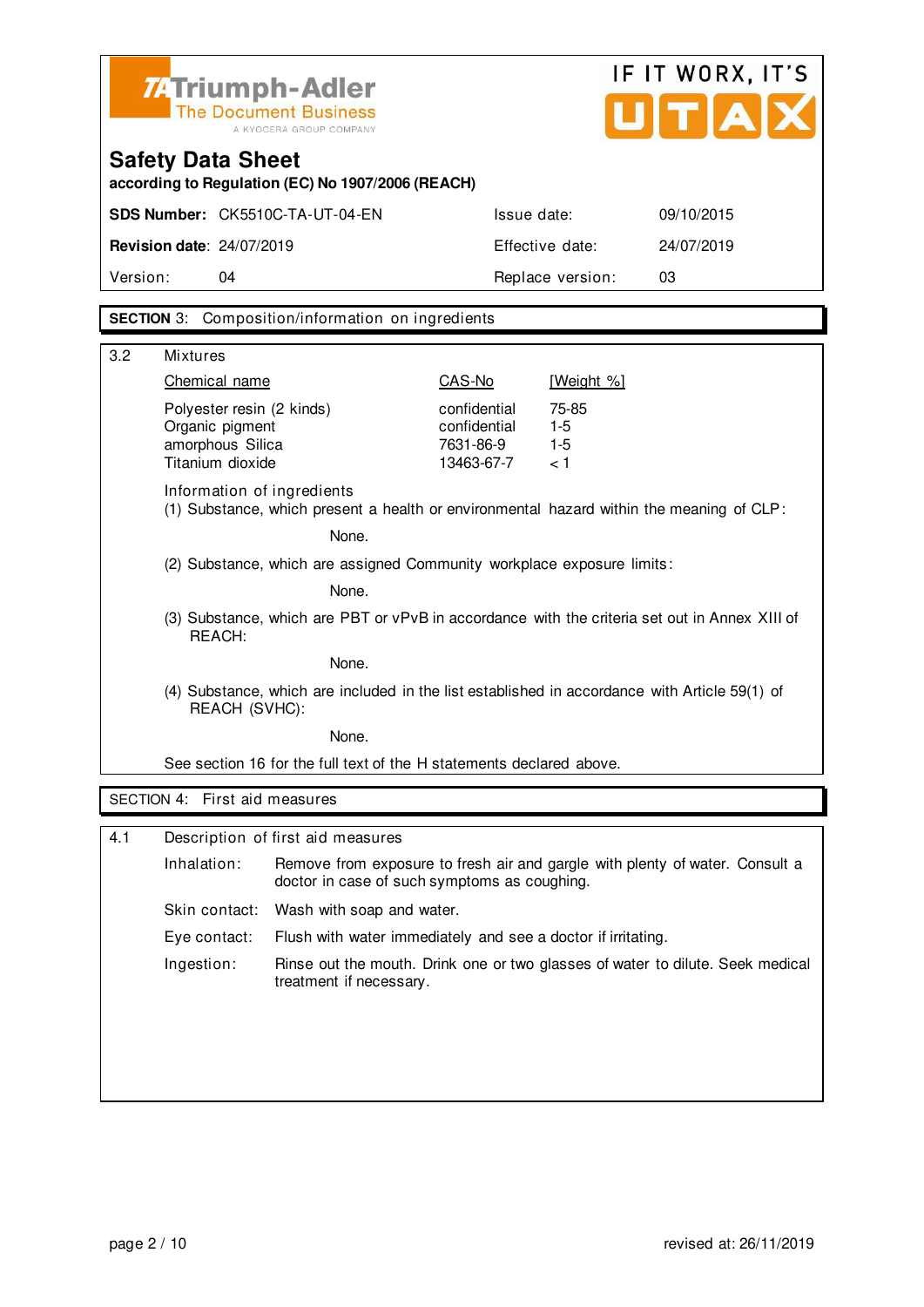Triumph-Adler
The Document Business
A KYOCERA GROUP COMPANY

IF IT WORX, IT'S UTAX

## Safety Data Sheet

**according to Regulation (EC) No 1907/2006 (REACH)**

| | | | |
|---|---|---|---|
| **SDS Number:** | CK5510C-TA-UT-04-EN | Issue date: | 09/10/2015 |
| **Revision date**: | 24/07/2019 | Effective date: | 24/07/2019 |
| Version: | 04 | Replace version: | 03 |

## SECTION 3: Composition/information on ingredients

### 3.2 Mixtures

| Chemical name | CAS-No | [Weight %] |
|---|---|---|
| Polyester resin (2 kinds) | confidential | 75-85 |
| Organic pigment | confidential | 1-5 |
| amorphous Silica | 7631-86-9 | 1-5 |
| Titanium dioxide | 13463-67-7 | < 1 |

Information of ingredients

(1) Substance, which present a health or environmental hazard within the meaning of CLP:

None.

(2) Substance, which are assigned Community workplace exposure limits:

None.

(3) Substance, which are PBT or vPvB in accordance with the criteria set out in Annex XIII of REACH:

None.

(4) Substance, which are included in the list established in accordance with Article 59(1) of REACH (SVHC):

None.

See section 16 for the full text of the H statements declared above.

## SECTION 4: First aid measures

### 4.1 Description of first aid measures

**Inhalation:** Remove from exposure to fresh air and gargle with plenty of water. Consult a doctor in case of such symptoms as coughing.

**Skin contact:** Wash with soap and water.

**Eye contact:** Flush with water immediately and see a doctor if irritating.

**Ingestion:** Rinse out the mouth. Drink one or two glasses of water to dilute. Seek medical treatment if necessary.

revised at: 26/11/2019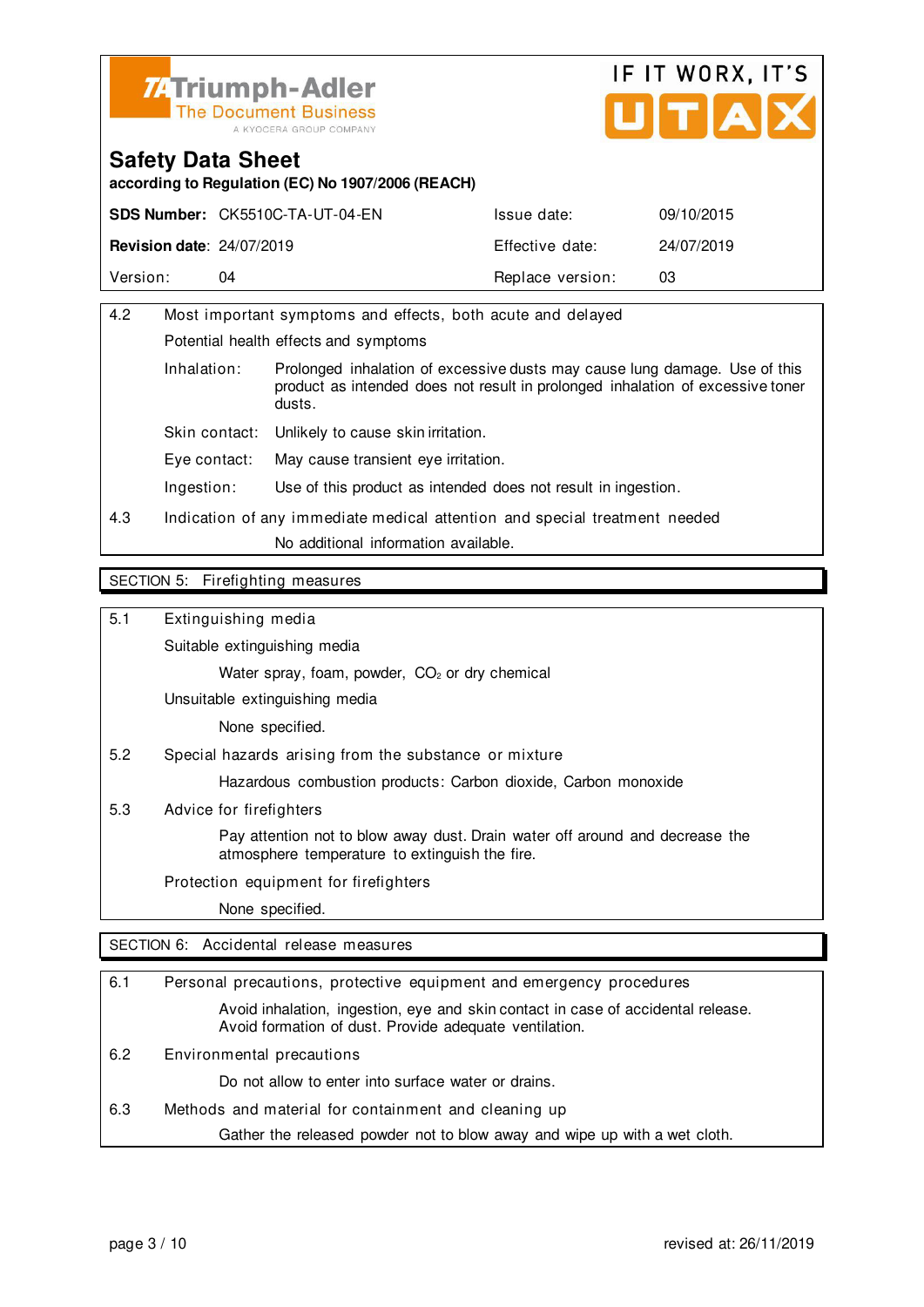| 4.2 | Most important symptoms and effects, both acute and delayed | |
|---|---|---|
| | Potential health effects and symptoms | |
| | Inhalation: | Prolonged inhalation of excessive dusts may cause lung damage. Use of this product as intended does not result in prolonged inhalation of excessive toner dusts. |
| | Skin contact: | Unlikely to cause skin irritation. |
| | Eye contact: | May cause transient eye irritation. |
| | Ingestion: | Use of this product as intended does not result in ingestion. |
| 4.3 | Indication of any immediate medical attention and special treatment needed | |
| | | No additional information available. |

## SECTION 5: Firefighting measures

**5.1 Extinguishing media**

Suitable extinguishing media

Water spray, foam, powder, $CO_2$ or dry chemical

Unsuitable extinguishing media

None specified.

**5.2 Special hazards arising from the substance or mixture**

Hazardous combustion products: Carbon dioxide, Carbon monoxide

**5.3 Advice for firefighters**

Pay attention not to blow away dust. Drain water off around and decrease the atmosphere temperature to extinguish the fire.

Protection equipment for firefighters

None specified.

## SECTION 6: Accidental release measures

**6.1 Personal precautions, protective equipment and emergency procedures**

Avoid inhalation, ingestion, eye and skin contact in case of accidental release. Avoid formation of dust. Provide adequate ventilation.

**6.2 Environmental precautions**

Do not allow to enter into surface water or drains.

**6.3 Methods and material for containment and cleaning up**

Gather the released powder not to blow away and wipe up with a wet cloth.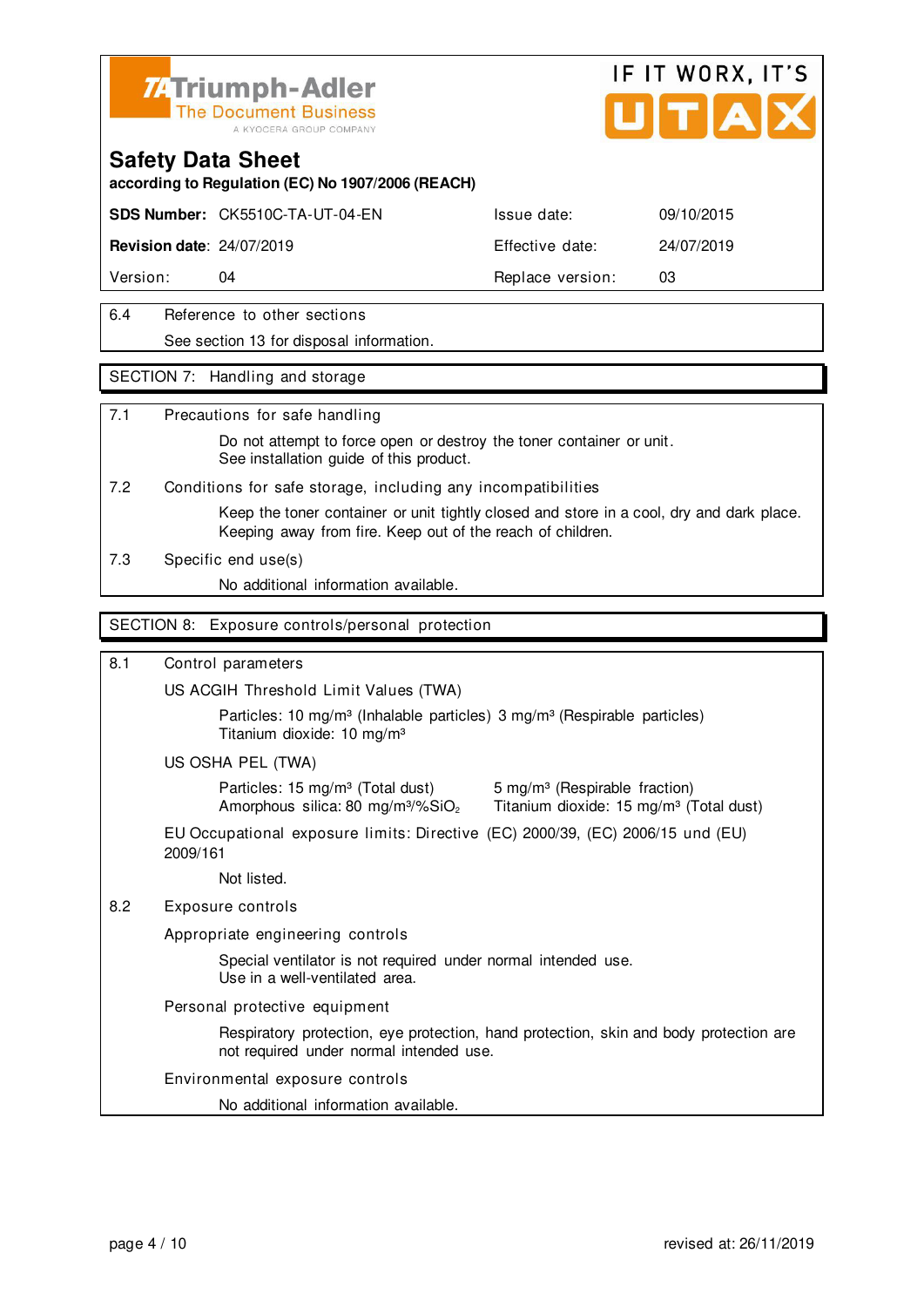## 6.4 Reference to other sections

See section 13 for disposal information.

## SECTION 7: Handling and storage

### 7.1 Precautions for safe handling

Do not attempt to force open or destroy the toner container or unit.
See installation guide of this product.

### 7.2 Conditions for safe storage, including any incompatibilities

Keep the toner container or unit tightly closed and store in a cool, dry and dark place.
Keeping away from fire. Keep out of the reach of children.

### 7.3 Specific end use(s)

No additional information available.

## SECTION 8: Exposure controls/personal protection

### 8.1 Control parameters

US ACGIH Threshold Limit Values (TWA)

Particles: 10 mg/m³ (Inhalable particles) 3 mg/m³ (Respirable particles)
Titanium dioxide: 10 mg/m³

US OSHA PEL (TWA)

Particles: 15 mg/m³ (Total dust) 5 mg/m³ (Respirable fraction)
Amorphous silica: 80 mg/m³/%$SiO_2$ Titanium dioxide: 15 mg/m³ (Total dust)

EU Occupational exposure limits: Directive (EC) 2000/39, (EC) 2006/15 und (EU) 2009/161

Not listed.

### 8.2 Exposure controls

Appropriate engineering controls

Special ventilator is not required under normal intended use.
Use in a well-ventilated area.

Personal protective equipment

Respiratory protection, eye protection, hand protection, skin and body protection are not required under normal intended use.

Environmental exposure controls

No additional information available.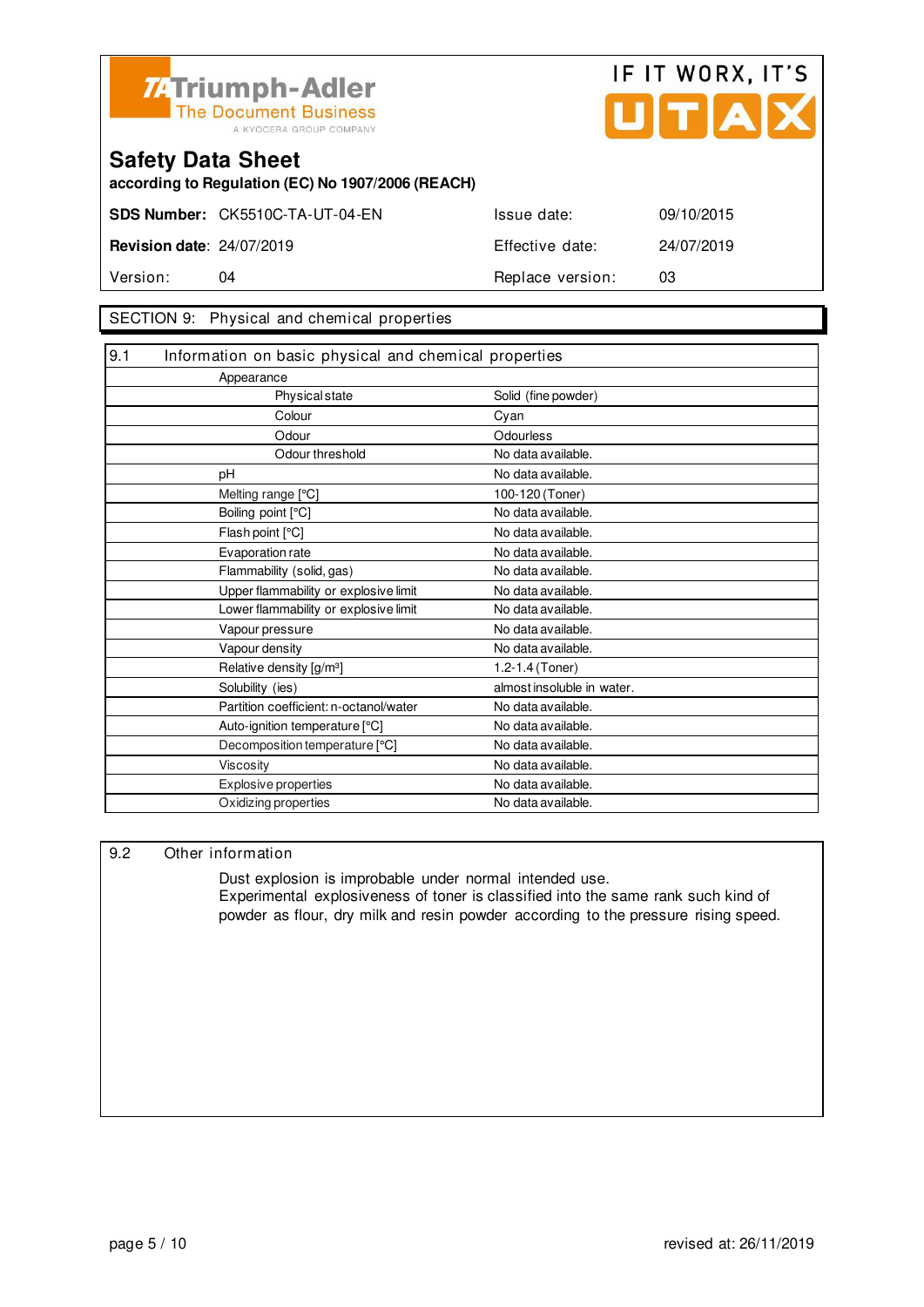# Safety Data Sheet

**according to Regulation (EC) No 1907/2006 (REACH)**

| | | | |
|---|---|---|---|
| **SDS Number:** | CK5510C-TA-UT-04-EN | Issue date: | 09/10/2015 |
| **Revision date**: | 24/07/2019 | Effective date: | 24/07/2019 |
| Version: | 04 | Replace version: | 03 |

## SECTION 9: Physical and chemical properties

### 9.1 Information on basic physical and chemical properties

| Property | Value |
|---|---|
| Appearance | |
| Physical state | Solid (fine powder) |
| Colour | Cyan |
| Odour | Odourless |
| Odour threshold | No data available. |
| pH | No data available. |
| Melting range [°C] | 100-120 (Toner) |
| Boiling point [°C] | No data available. |
| Flash point [°C] | No data available. |
| Evaporation rate | No data available. |
| Flammability (solid, gas) | No data available. |
| Upper flammability or explosive limit | No data available. |
| Lower flammability or explosive limit | No data available. |
| Vapour pressure | No data available. |
| Vapour density | No data available. |
| Relative density [g/m³] | 1.2-1.4 (Toner) |
| Solubility (ies) | almost insoluble in water. |
| Partition coefficient: n-octanol/water | No data available. |
| Auto-ignition temperature [°C] | No data available. |
| Decomposition temperature [°C] | No data available. |
| Viscosity | No data available. |
| Explosive properties | No data available. |
| Oxidizing properties | No data available. |

### 9.2 Other information

Dust explosion is improbable under normal intended use.
Experimental explosiveness of toner is classified into the same rank such kind of powder as flour, dry milk and resin powder according to the pressure rising speed.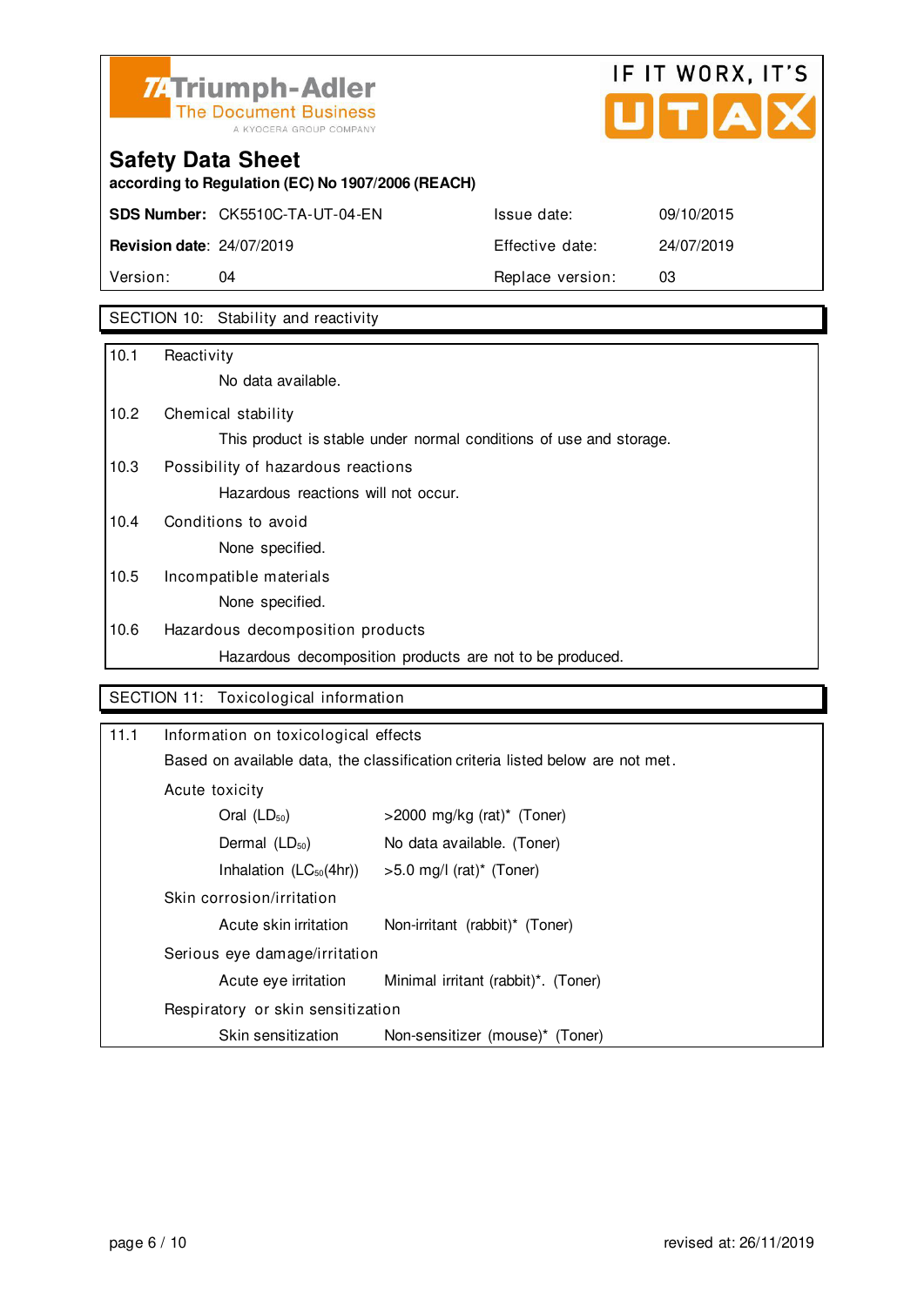**Triumph-Adler** The Document Business — A KYOCERA GROUP COMPANY

IF IT WORX, IT'S UTAX

# Safety Data Sheet

**according to Regulation (EC) No 1907/2006 (REACH)**

| | | | |
|---|---|---|---|
| **SDS Number:** | CK5510C-TA-UT-04-EN | Issue date: | 09/10/2015 |
| **Revision date**: | 24/07/2019 | Effective date: | 24/07/2019 |
| Version: | 04 | Replace version: | 03 |

## SECTION 10: Stability and reactivity

**10.1 Reactivity**

No data available.

**10.2 Chemical stability**

This product is stable under normal conditions of use and storage.

**10.3 Possibility of hazardous reactions**

Hazardous reactions will not occur.

**10.4 Conditions to avoid**

None specified.

**10.5 Incompatible materials**

None specified.

**10.6 Hazardous decomposition products**

Hazardous decomposition products are not to be produced.

## SECTION 11: Toxicological information

**11.1 Information on toxicological effects**

Based on available data, the classification criteria listed below are not met.

Acute toxicity

| | |
|---|---|
| Oral ($LD_{50}$) | >2000 mg/kg (rat)* (Toner) |
| Dermal ($LD_{50}$) | No data available. (Toner) |
| Inhalation ($LC_{50}$(4hr)) | >5.0 mg/l (rat)* (Toner) |

Skin corrosion/irritation

| | |
|---|---|
| Acute skin irritation | Non-irritant (rabbit)* (Toner) |

Serious eye damage/irritation

| | |
|---|---|
| Acute eye irritation | Minimal irritant (rabbit)*. (Toner) |

Respiratory or skin sensitization

| | |
|---|---|
| Skin sensitization | Non-sensitizer (mouse)* (Toner) |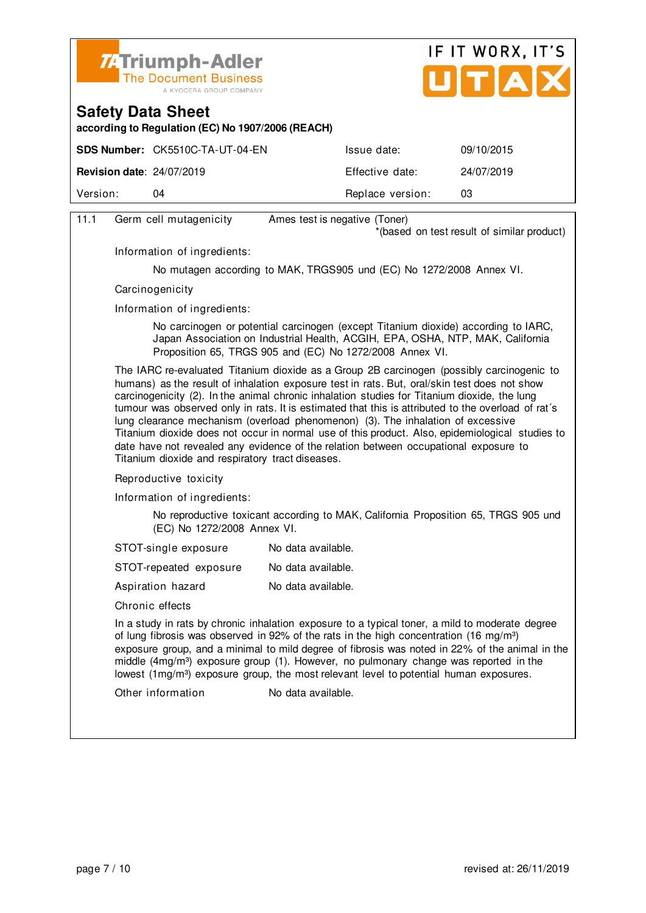**Safety Data Sheet**

**according to Regulation (EC) No 1907/2006 (REACH)**

| **SDS Number:** CK5510C-TA-UT-04-EN | Issue date: | 09/10/2015 |
|---|---|---|
| **Revision date**: 24/07/2019 | Effective date: | 24/07/2019 |
| Version: 04 | Replace version: | 03 |

11.1 Germ cell mutagenicity — Ames test is negative (Toner)

*(based on test result of similar product)

Information of ingredients:

No mutagen according to MAK, TRGS905 und (EC) No 1272/2008 Annex VI.

Carcinogenicity

Information of ingredients:

No carcinogen or potential carcinogen (except Titanium dioxide) according to IARC, Japan Association on Industrial Health, ACGIH, EPA, OSHA, NTP, MAK, California Proposition 65, TRGS 905 and (EC) No 1272/2008 Annex VI.

The IARC re-evaluated Titanium dioxide as a Group 2B carcinogen (possibly carcinogenic to humans) as the result of inhalation exposure test in rats. But, oral/skin test does not show carcinogenicity (2). In the animal chronic inhalation studies for Titanium dioxide, the lung tumour was observed only in rats. It is estimated that this is attributed to the overload of rat´s lung clearance mechanism (overload phenomenon) (3). The inhalation of excessive Titanium dioxide does not occur in normal use of this product. Also, epidemiological studies to date have not revealed any evidence of the relation between occupational exposure to Titanium dioxide and respiratory tract diseases.

Reproductive toxicity

Information of ingredients:

No reproductive toxicant according to MAK, California Proposition 65, TRGS 905 und (EC) No 1272/2008 Annex VI.

STOT-single exposure — No data available.

STOT-repeated exposure — No data available.

Aspiration hazard — No data available.

Chronic effects

In a study in rats by chronic inhalation exposure to a typical toner, a mild to moderate degree of lung fibrosis was observed in 92% of the rats in the high concentration (16 mg/m³) exposure group, and a minimal to mild degree of fibrosis was noted in 22% of the animal in the middle (4mg/m³) exposure group (1). However, no pulmonary change was reported in the lowest (1mg/m³) exposure group, the most relevant level to potential human exposures.

Other information — No data available.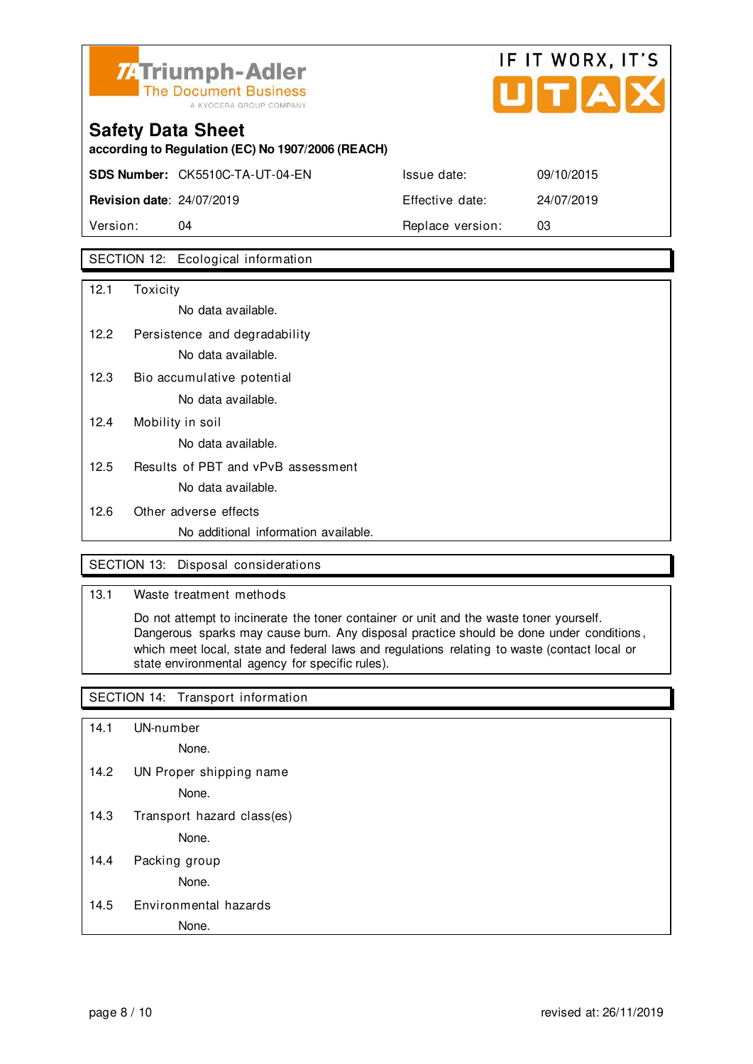**Triumph-Adler**
The Document Business
A KYOCERA GROUP COMPANY

IF IT WORX, IT'S UTAX

# Safety Data Sheet

**according to Regulation (EC) No 1907/2006 (REACH)**

| | | | |
|---|---|---|---|
| **SDS Number:** | CK5510C-TA-UT-04-EN | Issue date: | 09/10/2015 |
| **Revision date**: | 24/07/2019 | Effective date: | 24/07/2019 |
| Version: | 04 | Replace version: | 03 |

## SECTION 12: Ecological information

12.1 Toxicity

No data available.

12.2 Persistence and degradability

No data available.

12.3 Bio accumulative potential

No data available.

12.4 Mobility in soil

No data available.

12.5 Results of PBT and vPvB assessment

No data available.

12.6 Other adverse effects

No additional information available.

## SECTION 13: Disposal considerations

13.1 Waste treatment methods

Do not attempt to incinerate the toner container or unit and the waste toner yourself. Dangerous sparks may cause burn. Any disposal practice should be done under conditions, which meet local, state and federal laws and regulations relating to waste (contact local or state environmental agency for specific rules).

## SECTION 14: Transport information

14.1 UN-number

None.

14.2 UN Proper shipping name

None.

14.3 Transport hazard class(es)

None.

14.4 Packing group

None.

14.5 Environmental hazards

None.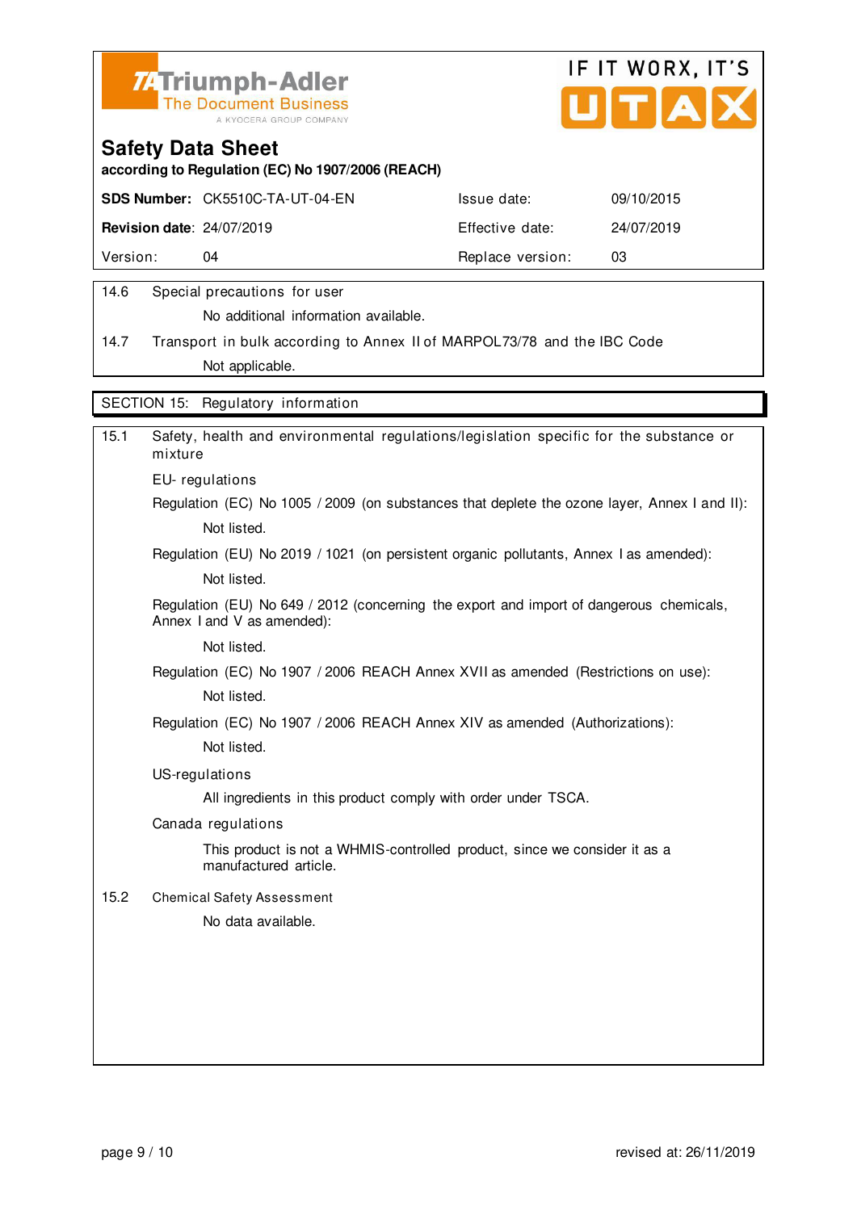# Safety Data Sheet

**according to Regulation (EC) No 1907/2006 (REACH)**

| **SDS Number:** CK5510C-TA-UT-04-EN | Issue date: | 09/10/2015 |
|---|---|---|
| **Revision date**: 24/07/2019 | Effective date: | 24/07/2019 |
| Version: 04 | Replace version: | 03 |

14.6 Special precautions for user

No additional information available.

14.7 Transport in bulk according to Annex II of MARPOL73/78 and the IBC Code

Not applicable.

## SECTION 15: Regulatory information

15.1 Safety, health and environmental regulations/legislation specific for the substance or mixture

EU- regulations

Regulation (EC) No 1005 / 2009 (on substances that deplete the ozone layer, Annex I and II):

Not listed.

Regulation (EU) No 2019 / 1021 (on persistent organic pollutants, Annex I as amended):

Not listed.

Regulation (EU) No 649 / 2012 (concerning the export and import of dangerous chemicals, Annex I and V as amended):

Not listed.

Regulation (EC) No 1907 / 2006 REACH Annex XVII as amended (Restrictions on use):

Not listed.

Regulation (EC) No 1907 / 2006 REACH Annex XIV as amended (Authorizations):

Not listed.

US-regulations

All ingredients in this product comply with order under TSCA.

Canada regulations

This product is not a WHMIS-controlled product, since we consider it as a manufactured article.

15.2 Chemical Safety Assessment

No data available.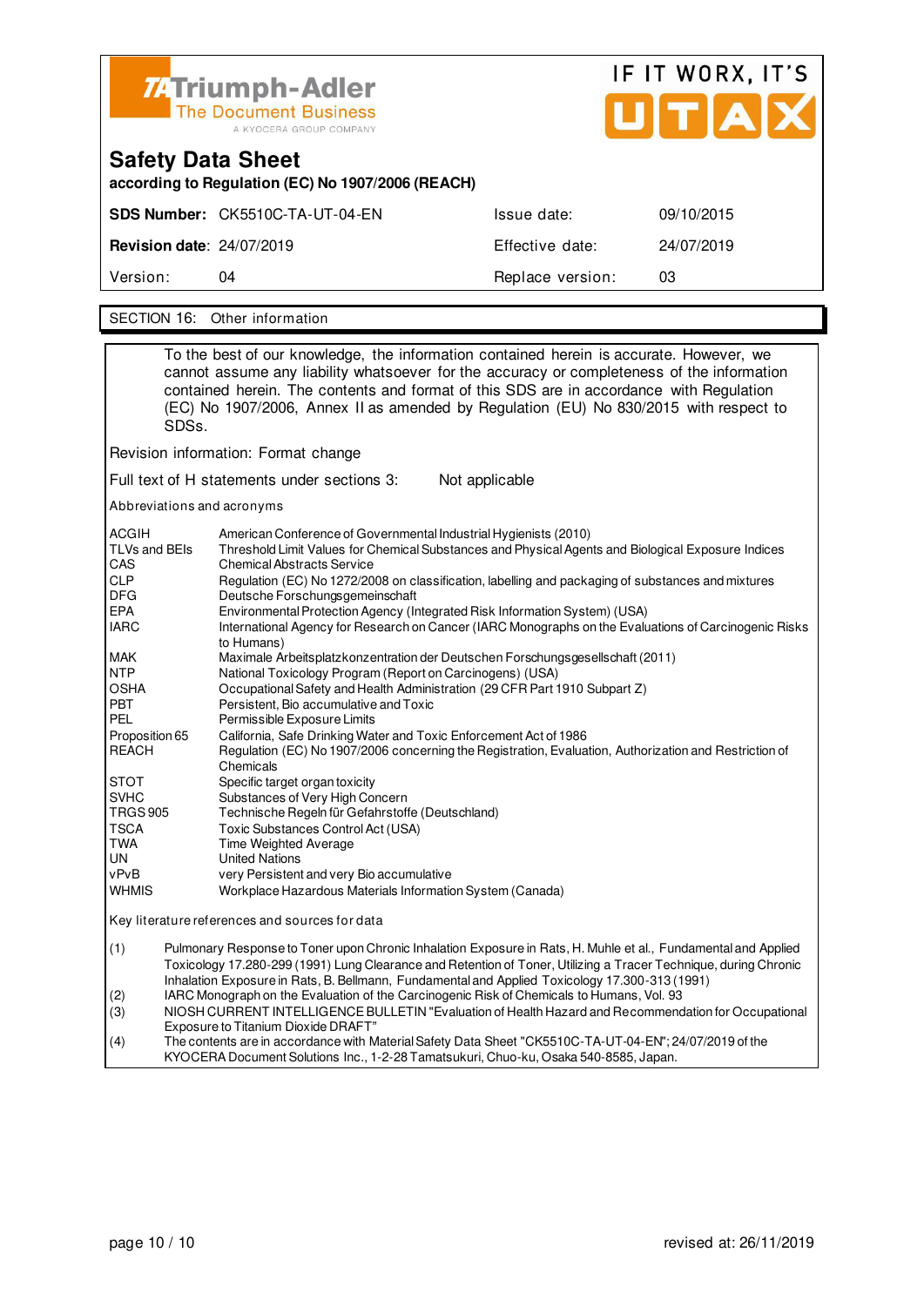# Safety Data Sheet

**according to Regulation (EC) No 1907/2006 (REACH)**

| **SDS Number:** CK5510C-TA-UT-04-EN | Issue date: | 09/10/2015 |
|---|---|---|
| **Revision date**: 24/07/2019 | Effective date: | 24/07/2019 |
| Version: 04 | Replace version: | 03 |

## SECTION 16: Other information

To the best of our knowledge, the information contained herein is accurate. However, we cannot assume any liability whatsoever for the accuracy or completeness of the information contained herein. The contents and format of this SDS are in accordance with Regulation (EC) No 1907/2006, Annex II as amended by Regulation (EU) No 830/2015 with respect to SDSs.

Revision information: Format change

Full text of H statements under sections 3: Not applicable

Abbreviations and acronyms

| | |
|---|---|
| ACGIH | American Conference of Governmental Industrial Hygienists (2010) |
| TLVs and BEIs | Threshold Limit Values for Chemical Substances and Physical Agents and Biological Exposure Indices |
| CAS | Chemical Abstracts Service |
| CLP | Regulation (EC) No 1272/2008 on classification, labelling and packaging of substances and mixtures |
| DFG | Deutsche Forschungsgemeinschaft |
| EPA | Environmental Protection Agency (Integrated Risk Information System) (USA) |
| IARC | International Agency for Research on Cancer (IARC Monographs on the Evaluations of Carcinogenic Risks to Humans) |
| MAK | Maximale Arbeitsplatzkonzentration der Deutschen Forschungsgesellschaft (2011) |
| NTP | National Toxicology Program (Report on Carcinogens) (USA) |
| OSHA | Occupational Safety and Health Administration (29 CFR Part 1910 Subpart Z) |
| PBT | Persistent, Bio accumulative and Toxic |
| PEL | Permissible Exposure Limits |
| Proposition 65 | California, Safe Drinking Water and Toxic Enforcement Act of 1986 |
| REACH | Regulation (EC) No 1907/2006 concerning the Registration, Evaluation, Authorization and Restriction of Chemicals |
| STOT | Specific target organ toxicity |
| SVHC | Substances of Very High Concern |
| TRGS 905 | Technische Regeln für Gefahrstoffe (Deutschland) |
| TSCA | Toxic Substances Control Act (USA) |
| TWA | Time Weighted Average |
| UN | United Nations |
| vPvB | very Persistent and very Bio accumulative |
| WHMIS | Workplace Hazardous Materials Information System (Canada) |

Key literature references and sources for data

(1) Pulmonary Response to Toner upon Chronic Inhalation Exposure in Rats, H. Muhle et al., Fundamental and Applied Toxicology 17.280-299 (1991) Lung Clearance and Retention of Toner, Utilizing a Tracer Technique, during Chronic Inhalation Exposure in Rats, B. Bellmann, Fundamental and Applied Toxicology 17.300-313 (1991)

(2) IARC Monograph on the Evaluation of the Carcinogenic Risk of Chemicals to Humans, Vol. 93

(3) NIOSH CURRENT INTELLIGENCE BULLETIN "Evaluation of Health Hazard and Recommendation for Occupational Exposure to Titanium Dioxide DRAFT"

(4) The contents are in accordance with Material Safety Data Sheet "CK5510C-TA-UT-04-EN"; 24/07/2019 of the KYOCERA Document Solutions Inc., 1-2-28 Tamatsukuri, Chuo-ku, Osaka 540-8585, Japan.

revised at: 26/11/2019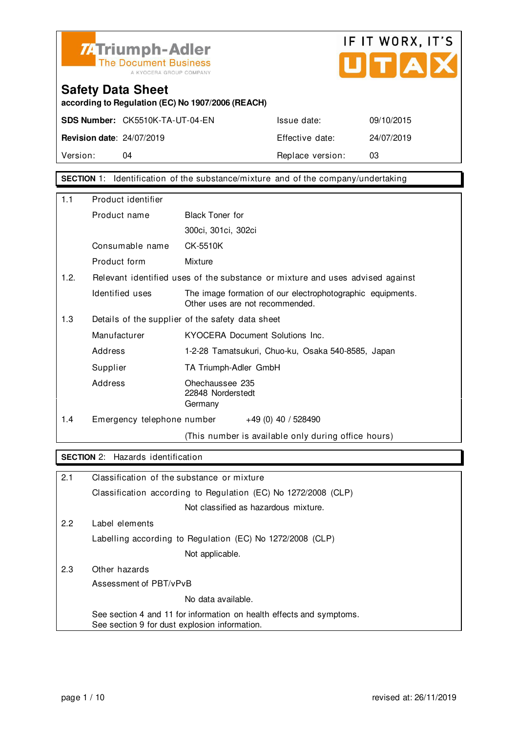Triumph-Adler
The Document Business
A KYOCERA GROUP COMPANY

IF IT WORX, IT'S UTAX

# Safety Data Sheet

**according to Regulation (EC) No 1907/2006 (REACH)**

| **SDS Number:** CK5510K-TA-UT-04-EN | Issue date: | 09/10/2015 |
|---|---|---|
| **Revision date**: 24/07/2019 | Effective date: | 24/07/2019 |
| Version: 04 | Replace version: | 03 |

## SECTION 1: Identification of the substance/mixture and of the company/undertaking

**1.1 Product identifier**

| | |
|---|---|
| Product name | Black Toner for 300ci, 301ci, 302ci |
| Consumable name | CK-5510K |
| Product form | Mixture |

**1.2. Relevant identified uses of the substance or mixture and uses advised against**

| | |
|---|---|
| Identified uses | The image formation of our electrophotographic equipments. Other uses are not recommended. |

**1.3 Details of the supplier of the safety data sheet**

| | |
|---|---|
| Manufacturer | KYOCERA Document Solutions Inc. |
| Address | 1-2-28 Tamatsukuri, Chuo-ku, Osaka 540-8585, Japan |
| Supplier | TA Triumph-Adler GmbH |
| Address | Ohechaussee 235<br>22848 Norderstedt<br>Germany |

**1.4 Emergency telephone number** +49 (0) 40 / 528490

(This number is available only during office hours)

## SECTION 2: Hazards identification

**2.1 Classification of the substance or mixture**

Classification according to Regulation (EC) No 1272/2008 (CLP)

Not classified as hazardous mixture.

**2.2 Label elements**

Labelling according to Regulation (EC) No 1272/2008 (CLP)

Not applicable.

**2.3 Other hazards**

Assessment of PBT/vPvB

No data available.

See section 4 and 11 for information on health effects and symptoms.
See section 9 for dust explosion information.

revised at: 26/11/2019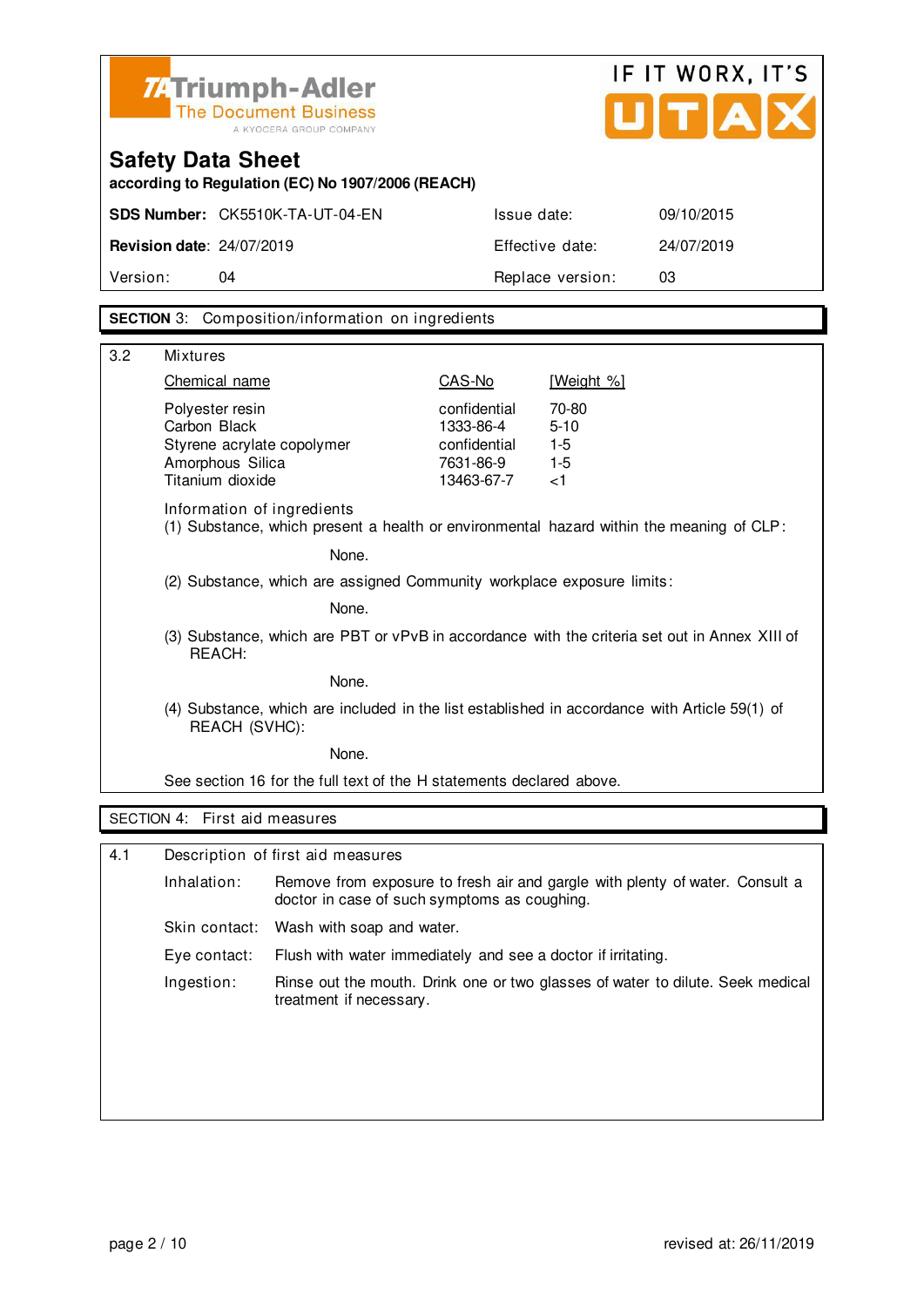**Triumph-Adler** The Document Business — A KYOCERA GROUP COMPANY

IF IT WORX, IT'S UTAX

# Safety Data Sheet

**according to Regulation (EC) No 1907/2006 (REACH)**

| | | | |
|---|---|---|---|
| **SDS Number:** | CK5510K-TA-UT-04-EN | Issue date: | 09/10/2015 |
| **Revision date:** | 24/07/2019 | Effective date: | 24/07/2019 |
| Version: | 04 | Replace version: | 03 |

## SECTION 3: Composition/information on ingredients

3.2 Mixtures

| Chemical name | CAS-No | [Weight %] |
|---|---|---|
| Polyester resin | confidential | 70-80 |
| Carbon Black | 1333-86-4 | 5-10 |
| Styrene acrylate copolymer | confidential | 1-5 |
| Amorphous Silica | 7631-86-9 | 1-5 |
| Titanium dioxide | 13463-67-7 | <1 |

Information of ingredients

(1) Substance, which present a health or environmental hazard within the meaning of CLP:

None.

(2) Substance, which are assigned Community workplace exposure limits:

None.

(3) Substance, which are PBT or vPvB in accordance with the criteria set out in Annex XIII of REACH:

None.

(4) Substance, which are included in the list established in accordance with Article 59(1) of REACH (SVHC):

None.

See section 16 for the full text of the H statements declared above.

## SECTION 4: First aid measures

4.1 Description of first aid measures

| | |
|---|---|
| Inhalation: | Remove from exposure to fresh air and gargle with plenty of water. Consult a doctor in case of such symptoms as coughing. |
| Skin contact: | Wash with soap and water. |
| Eye contact: | Flush with water immediately and see a doctor if irritating. |
| Ingestion: | Rinse out the mouth. Drink one or two glasses of water to dilute. Seek medical treatment if necessary. |

revised at: 26/11/2019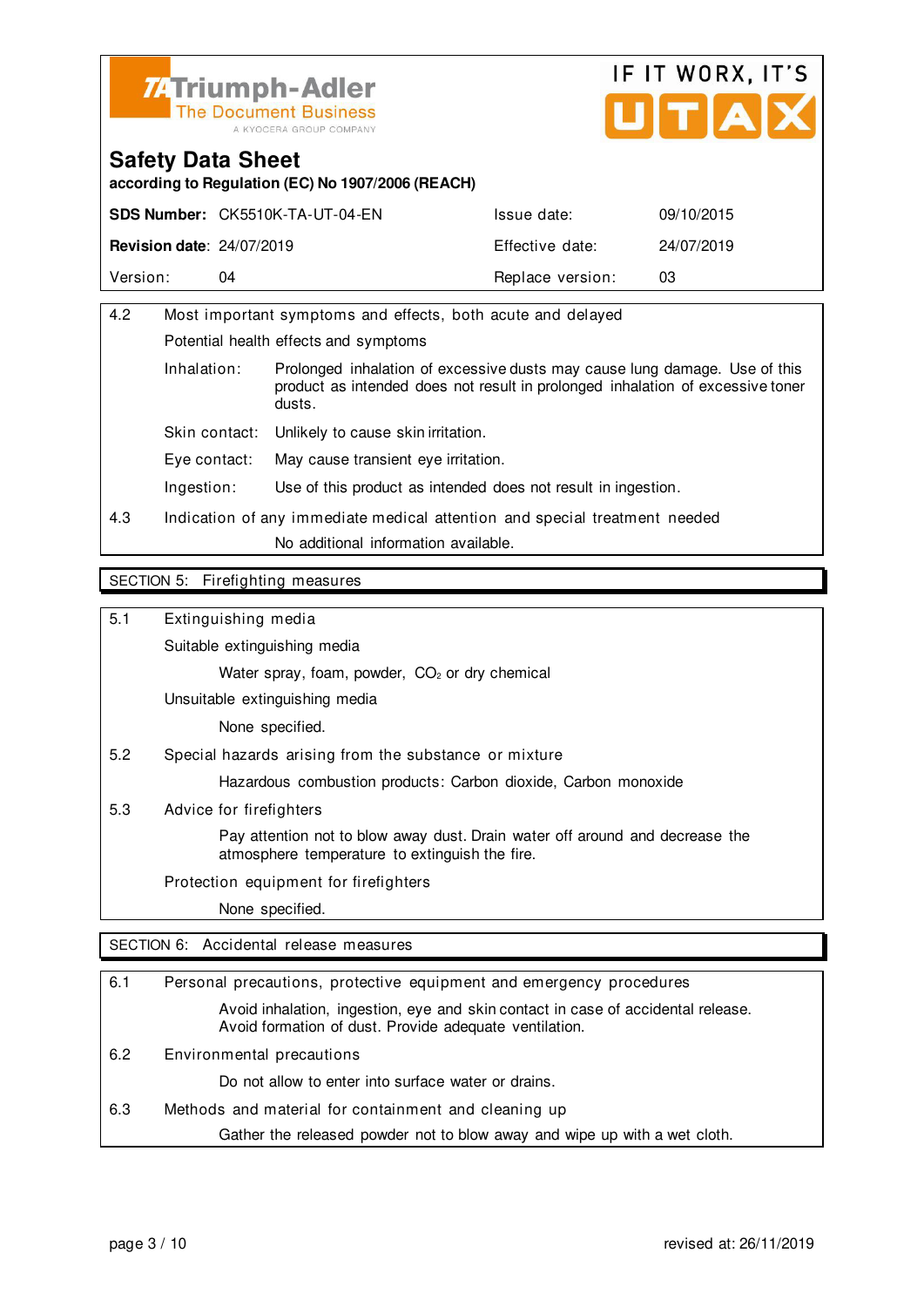**Safety Data Sheet**
**according to Regulation (EC) No 1907/2006 (REACH)**

| **SDS Number:** CK5510K-TA-UT-04-EN | Issue date: | 09/10/2015 |
|---|---|---|
| **Revision date**: 24/07/2019 | Effective date: | 24/07/2019 |
| Version: 04 | Replace version: | 03 |

4.2 Most important symptoms and effects, both acute and delayed

Potential health effects and symptoms

- Inhalation: Prolonged inhalation of excessive dusts may cause lung damage. Use of this product as intended does not result in prolonged inhalation of excessive toner dusts.
- Skin contact: Unlikely to cause skin irritation.
- Eye contact: May cause transient eye irritation.
- Ingestion: Use of this product as intended does not result in ingestion.

4.3 Indication of any immediate medical attention and special treatment needed

No additional information available.

## SECTION 5: Firefighting measures

5.1 Extinguishing media

Suitable extinguishing media

Water spray, foam, powder, $CO_2$ or dry chemical

Unsuitable extinguishing media

None specified.

5.2 Special hazards arising from the substance or mixture

Hazardous combustion products: Carbon dioxide, Carbon monoxide

5.3 Advice for firefighters

Pay attention not to blow away dust. Drain water off around and decrease the atmosphere temperature to extinguish the fire.

Protection equipment for firefighters

None specified.

## SECTION 6: Accidental release measures

6.1 Personal precautions, protective equipment and emergency procedures

Avoid inhalation, ingestion, eye and skin contact in case of accidental release. Avoid formation of dust. Provide adequate ventilation.

6.2 Environmental precautions

Do not allow to enter into surface water or drains.

6.3 Methods and material for containment and cleaning up

Gather the released powder not to blow away and wipe up with a wet cloth.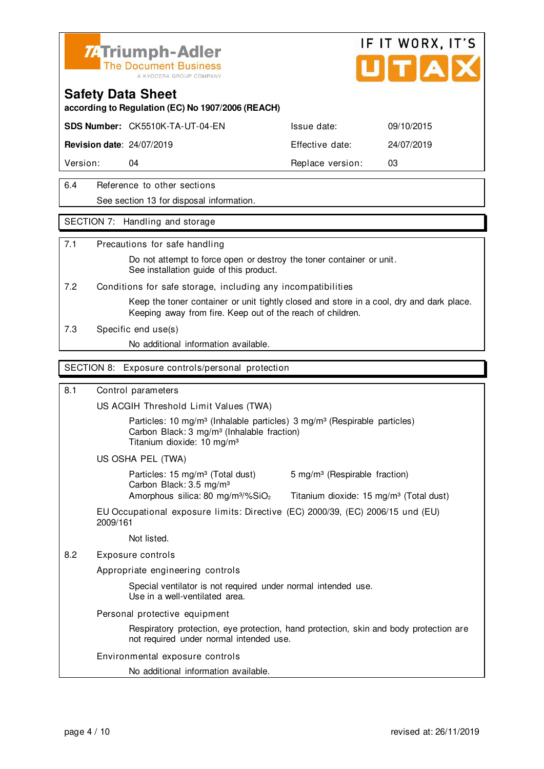# Safety Data Sheet

**according to Regulation (EC) No 1907/2006 (REACH)**

| | | | |
|---|---|---|---|
| **SDS Number:** | CK5510K-TA-UT-04-EN | Issue date: | 09/10/2015 |
| **Revision date**: | 24/07/2019 | Effective date: | 24/07/2019 |
| Version: | 04 | Replace version: | 03 |

6.4 Reference to other sections

See section 13 for disposal information.

## SECTION 7: Handling and storage

7.1 Precautions for safe handling

Do not attempt to force open or destroy the toner container or unit.
See installation guide of this product.

7.2 Conditions for safe storage, including any incompatibilities

Keep the toner container or unit tightly closed and store in a cool, dry and dark place. Keeping away from fire. Keep out of the reach of children.

7.3 Specific end use(s)

No additional information available.

## SECTION 8: Exposure controls/personal protection

8.1 Control parameters

US ACGIH Threshold Limit Values (TWA)

Particles: 10 mg/m³ (Inhalable particles) 3 mg/m³ (Respirable particles)
Carbon Black: 3 mg/m³ (Inhalable fraction)
Titanium dioxide: 10 mg/m³

US OSHA PEL (TWA)

Particles: 15 mg/m³ (Total dust) 5 mg/m³ (Respirable fraction)
Carbon Black: 3.5 mg/m³
Amorphous silica: 80 mg/m³/%$SiO_2$ Titanium dioxide: 15 mg/m³ (Total dust)

EU Occupational exposure limits: Directive (EC) 2000/39, (EC) 2006/15 und (EU) 2009/161

Not listed.

8.2 Exposure controls

Appropriate engineering controls

Special ventilator is not required under normal intended use.
Use in a well-ventilated area.

Personal protective equipment

Respiratory protection, eye protection, hand protection, skin and body protection are not required under normal intended use.

Environmental exposure controls

No additional information available.

revised at: 26/11/2019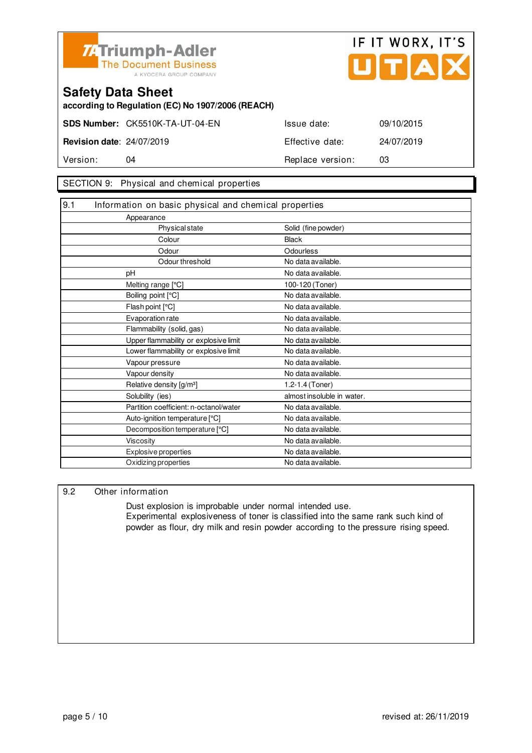# Safety Data Sheet

**according to Regulation (EC) No 1907/2006 (REACH)**

| **SDS Number:** | CK5510K-TA-UT-04-EN | Issue date: | 09/10/2015 |
|---|---|---|---|
| **Revision date**: | 24/07/2019 | Effective date: | 24/07/2019 |
| Version: | 04 | Replace version: | 03 |

## SECTION 9: Physical and chemical properties

### 9.1 Information on basic physical and chemical properties

| Property | Value |
|---|---|
| Appearance | |
| Physical state | Solid (fine powder) |
| Colour | Black |
| Odour | Odourless |
| Odour threshold | No data available. |
| pH | No data available. |
| Melting range [°C] | 100-120 (Toner) |
| Boiling point [°C] | No data available. |
| Flash point [°C] | No data available. |
| Evaporation rate | No data available. |
| Flammability (solid, gas) | No data available. |
| Upper flammability or explosive limit | No data available. |
| Lower flammability or explosive limit | No data available. |
| Vapour pressure | No data available. |
| Vapour density | No data available. |
| Relative density [g/m³] | 1.2-1.4 (Toner) |
| Solubility (ies) | almost insoluble in water. |
| Partition coefficient: n-octanol/water | No data available. |
| Auto-ignition temperature [°C] | No data available. |
| Decomposition temperature [°C] | No data available. |
| Viscosity | No data available. |
| Explosive properties | No data available. |
| Oxidizing properties | No data available. |

### 9.2 Other information

Dust explosion is improbable under normal intended use.
Experimental explosiveness of toner is classified into the same rank such kind of powder as flour, dry milk and resin powder according to the pressure rising speed.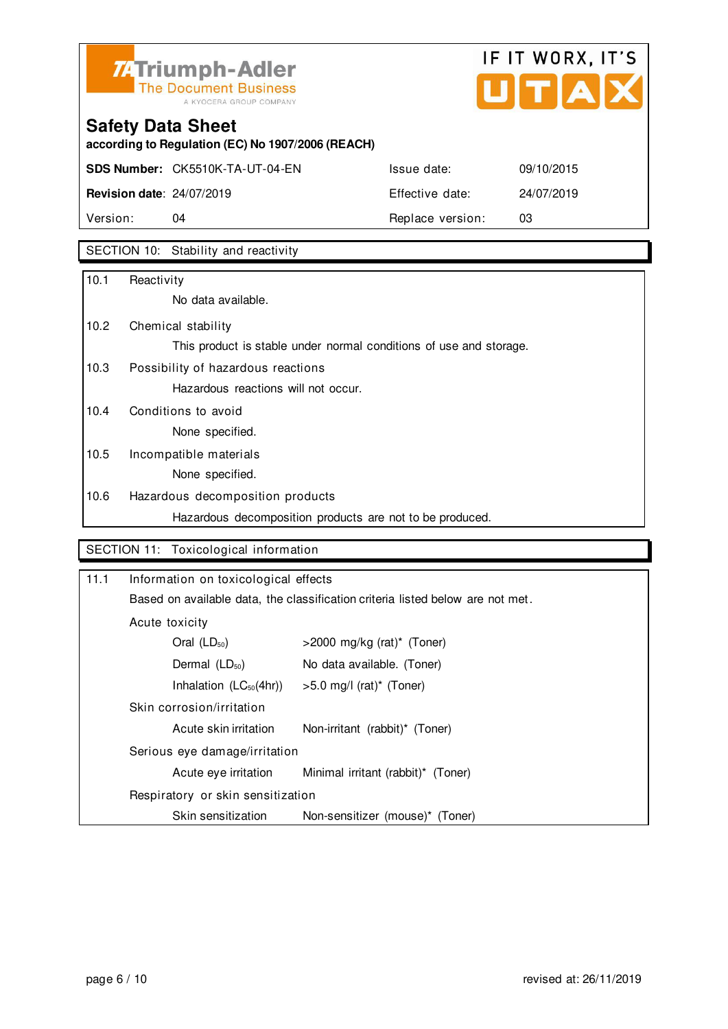## SECTION 10: Stability and reactivity

**10.1 Reactivity**

No data available.

**10.2 Chemical stability**

This product is stable under normal conditions of use and storage.

**10.3 Possibility of hazardous reactions**

Hazardous reactions will not occur.

**10.4 Conditions to avoid**

None specified.

**10.5 Incompatible materials**

None specified.

**10.6 Hazardous decomposition products**

Hazardous decomposition products are not to be produced.

## SECTION 11: Toxicological information

**11.1 Information on toxicological effects**

Based on available data, the classification criteria listed below are not met.

Acute toxicity

| | |
|---|---|
| Oral ($LD_{50}$) | >2000 mg/kg (rat)* (Toner) |
| Dermal ($LD_{50}$) | No data available. (Toner) |
| Inhalation ($LC_{50}$(4hr)) | >5.0 mg/l (rat)* (Toner) |

Skin corrosion/irritation

| | |
|---|---|
| Acute skin irritation | Non-irritant (rabbit)* (Toner) |

Serious eye damage/irritation

| | |
|---|---|
| Acute eye irritation | Minimal irritant (rabbit)* (Toner) |

Respiratory or skin sensitization

| | |
|---|---|
| Skin sensitization | Non-sensitizer (mouse)* (Toner) |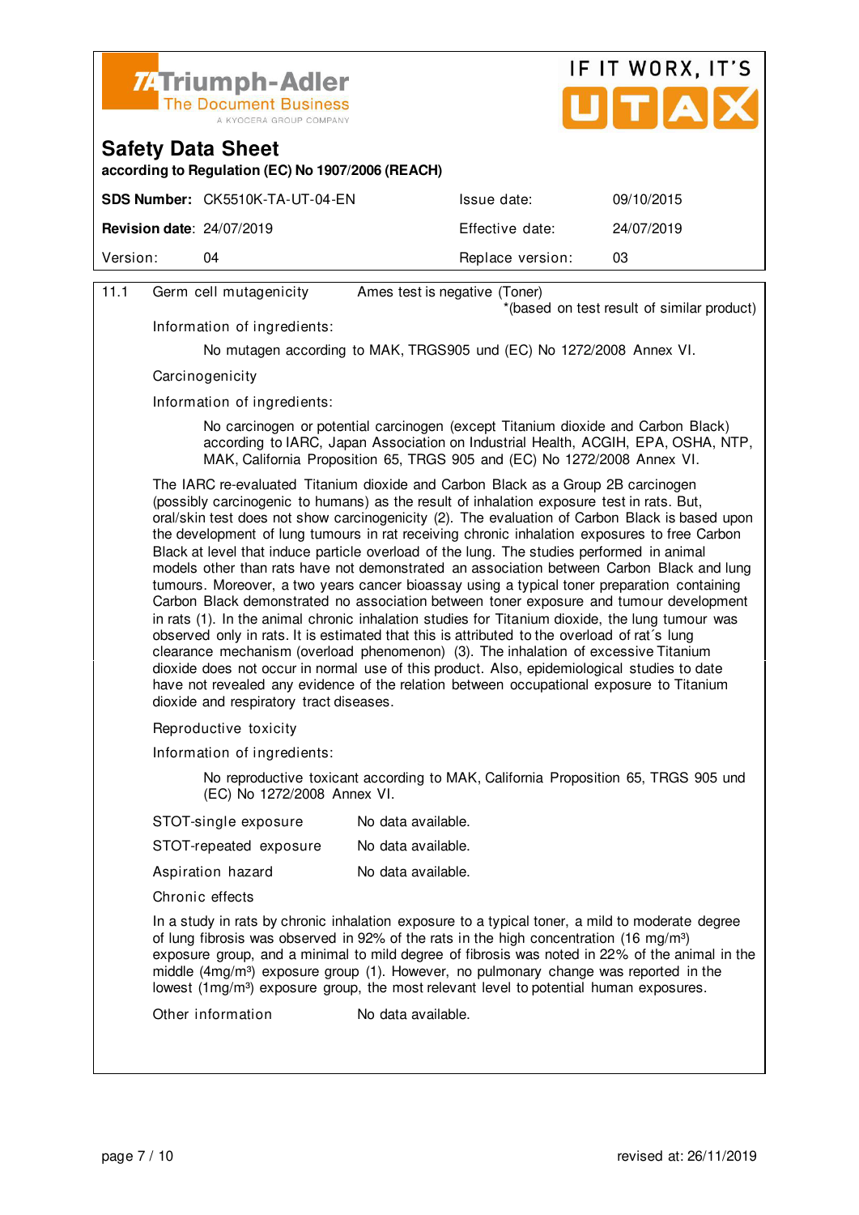**Safety Data Sheet**
**according to Regulation (EC) No 1907/2006 (REACH)**

| **SDS Number:** CK5510K-TA-UT-04-EN | Issue date: | 09/10/2015 |
|---|---|---|
| **Revision date**: 24/07/2019 | Effective date: | 24/07/2019 |
| Version: 04 | Replace version: | 03 |

11.1 Germ cell mutagenicity — Ames test is negative (Toner)
*(based on test result of similar product)

Information of ingredients:

No mutagen according to MAK, TRGS905 und (EC) No 1272/2008 Annex VI.

Carcinogenicity

Information of ingredients:

No carcinogen or potential carcinogen (except Titanium dioxide and Carbon Black) according to IARC, Japan Association on Industrial Health, ACGIH, EPA, OSHA, NTP, MAK, California Proposition 65, TRGS 905 and (EC) No 1272/2008 Annex VI.

The IARC re-evaluated Titanium dioxide and Carbon Black as a Group 2B carcinogen (possibly carcinogenic to humans) as the result of inhalation exposure test in rats. But, oral/skin test does not show carcinogenicity (2). The evaluation of Carbon Black is based upon the development of lung tumours in rat receiving chronic inhalation exposures to free Carbon Black at level that induce particle overload of the lung. The studies performed in animal models other than rats have not demonstrated an association between Carbon Black and lung tumours. Moreover, a two years cancer bioassay using a typical toner preparation containing Carbon Black demonstrated no association between toner exposure and tumour development in rats (1). In the animal chronic inhalation studies for Titanium dioxide, the lung tumour was observed only in rats. It is estimated that this is attributed to the overload of rat´s lung clearance mechanism (overload phenomenon) (3). The inhalation of excessive Titanium dioxide does not occur in normal use of this product. Also, epidemiological studies to date have not revealed any evidence of the relation between occupational exposure to Titanium dioxide and respiratory tract diseases.

Reproductive toxicity

Information of ingredients:

No reproductive toxicant according to MAK, California Proposition 65, TRGS 905 und (EC) No 1272/2008 Annex VI.

STOT-single exposure — No data available.

STOT-repeated exposure — No data available.

Aspiration hazard — No data available.

Chronic effects

In a study in rats by chronic inhalation exposure to a typical toner, a mild to moderate degree of lung fibrosis was observed in 92% of the rats in the high concentration (16 mg/m³) exposure group, and a minimal to mild degree of fibrosis was noted in 22% of the animal in the middle (4mg/m³) exposure group (1). However, no pulmonary change was reported in the lowest (1mg/m³) exposure group, the most relevant level to potential human exposures.

Other information — No data available.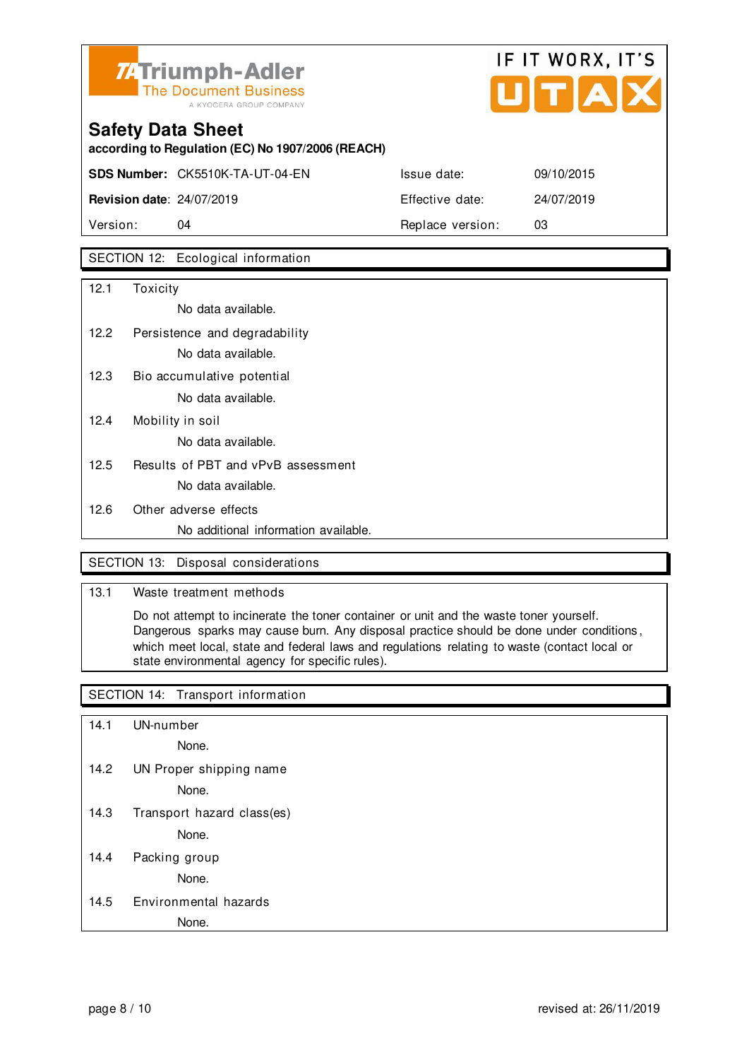## SECTION 12: Ecological information

12.1 Toxicity

No data available.

12.2 Persistence and degradability

No data available.

12.3 Bio accumulative potential

No data available.

12.4 Mobility in soil

No data available.

12.5 Results of PBT and vPvB assessment

No data available.

12.6 Other adverse effects

No additional information available.

## SECTION 13: Disposal considerations

13.1 Waste treatment methods

Do not attempt to incinerate the toner container or unit and the waste toner yourself. Dangerous sparks may cause burn. Any disposal practice should be done under conditions, which meet local, state and federal laws and regulations relating to waste (contact local or state environmental agency for specific rules).

## SECTION 14: Transport information

14.1 UN-number

None.

14.2 UN Proper shipping name

None.

14.3 Transport hazard class(es)

None.

14.4 Packing group

None.

14.5 Environmental hazards

None.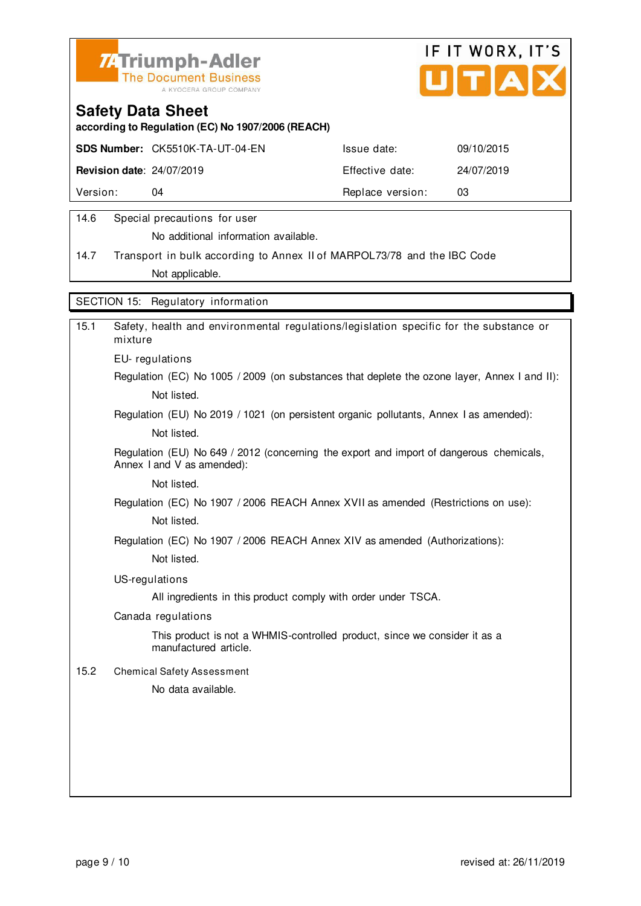**Safety Data Sheet**
**according to Regulation (EC) No 1907/2006 (REACH)**

| **SDS Number:** | CK5510K-TA-UT-04-EN | Issue date: | 09/10/2015 |
|---|---|---|---|
| **Revision date**: | 24/07/2019 | Effective date: | 24/07/2019 |
| Version: | 04 | Replace version: | 03 |

14.6 Special precautions for user

No additional information available.

14.7 Transport in bulk according to Annex II of MARPOL73/78 and the IBC Code

Not applicable.

## SECTION 15: Regulatory information

15.1 Safety, health and environmental regulations/legislation specific for the substance or mixture

EU- regulations

Regulation (EC) No 1005 / 2009 (on substances that deplete the ozone layer, Annex I and II):

Not listed.

Regulation (EU) No 2019 / 1021 (on persistent organic pollutants, Annex I as amended):

Not listed.

Regulation (EU) No 649 / 2012 (concerning the export and import of dangerous chemicals, Annex I and V as amended):

Not listed.

Regulation (EC) No 1907 / 2006 REACH Annex XVII as amended (Restrictions on use):

Not listed.

Regulation (EC) No 1907 / 2006 REACH Annex XIV as amended (Authorizations):

Not listed.

US-regulations

All ingredients in this product comply with order under TSCA.

Canada regulations

This product is not a WHMIS-controlled product, since we consider it as a manufactured article.

15.2 Chemical Safety Assessment

No data available.

revised at: 26/11/2019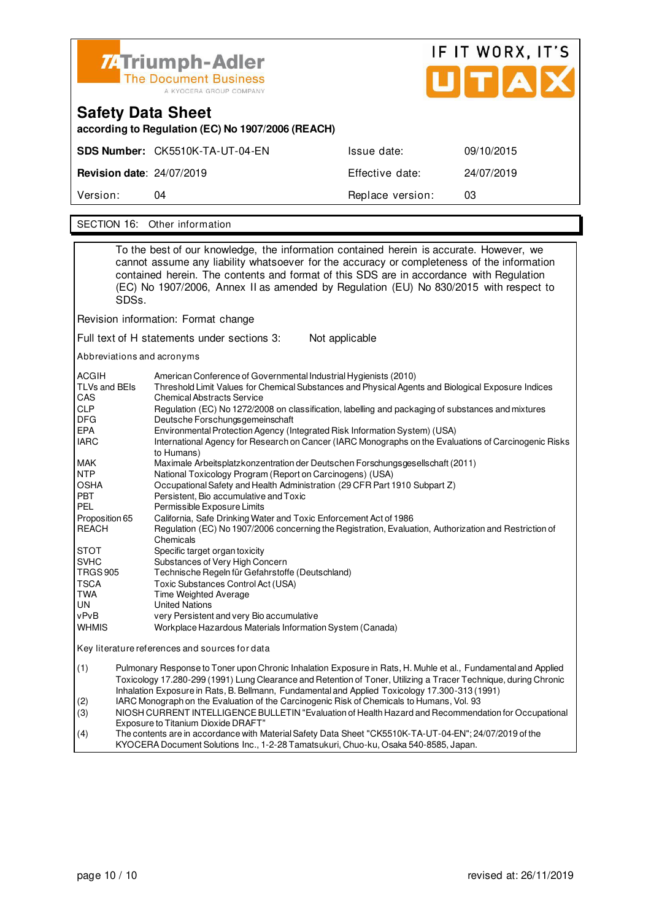# Safety Data Sheet

**according to Regulation (EC) No 1907/2006 (REACH)**

| | | | |
|---|---|---|---|
| **SDS Number:** | CK5510K-TA-UT-04-EN | Issue date: | 09/10/2015 |
| **Revision date**: | 24/07/2019 | Effective date: | 24/07/2019 |
| Version: | 04 | Replace version: | 03 |

## SECTION 16: Other information

To the best of our knowledge, the information contained herein is accurate. However, we cannot assume any liability whatsoever for the accuracy or completeness of the information contained herein. The contents and format of this SDS are in accordance with Regulation (EC) No 1907/2006, Annex II as amended by Regulation (EU) No 830/2015 with respect to SDSs.

Revision information: Format change

Full text of H statements under sections 3: Not applicable

Abbreviations and acronyms

| | |
|---|---|
| ACGIH | American Conference of Governmental Industrial Hygienists (2010) |
| TLVs and BEIs | Threshold Limit Values for Chemical Substances and Physical Agents and Biological Exposure Indices |
| CAS | Chemical Abstracts Service |
| CLP | Regulation (EC) No 1272/2008 on classification, labelling and packaging of substances and mixtures |
| DFG | Deutsche Forschungsgemeinschaft |
| EPA | Environmental Protection Agency (Integrated Risk Information System) (USA) |
| IARC | International Agency for Research on Cancer (IARC Monographs on the Evaluations of Carcinogenic Risks to Humans) |
| MAK | Maximale Arbeitsplatzkonzentration der Deutschen Forschungsgesellschaft (2011) |
| NTP | National Toxicology Program (Report on Carcinogens) (USA) |
| OSHA | Occupational Safety and Health Administration (29 CFR Part 1910 Subpart Z) |
| PBT | Persistent, Bio accumulative and Toxic |
| PEL | Permissible Exposure Limits |
| Proposition 65 | California, Safe Drinking Water and Toxic Enforcement Act of 1986 |
| REACH | Regulation (EC) No 1907/2006 concerning the Registration, Evaluation, Authorization and Restriction of Chemicals |
| STOT | Specific target organ toxicity |
| SVHC | Substances of Very High Concern |
| TRGS 905 | Technische Regeln für Gefahrstoffe (Deutschland) |
| TSCA | Toxic Substances Control Act (USA) |
| TWA | Time Weighted Average |
| UN | United Nations |
| vPvB | very Persistent and very Bio accumulative |
| WHMIS | Workplace Hazardous Materials Information System (Canada) |

Key literature references and sources for data

(1) Pulmonary Response to Toner upon Chronic Inhalation Exposure in Rats, H. Muhle et al., Fundamental and Applied Toxicology 17.280-299 (1991) Lung Clearance and Retention of Toner, Utilizing a Tracer Technique, during Chronic Inhalation Exposure in Rats, B. Bellmann, Fundamental and Applied Toxicology 17.300-313 (1991)

(2) IARC Monograph on the Evaluation of the Carcinogenic Risk of Chemicals to Humans, Vol. 93

(3) NIOSH CURRENT INTELLIGENCE BULLETIN "Evaluation of Health Hazard and Recommendation for Occupational Exposure to Titanium Dioxide DRAFT"

(4) The contents are in accordance with Material Safety Data Sheet "CK5510K-TA-UT-04-EN"; 24/07/2019 of the KYOCERA Document Solutions Inc., 1-2-28 Tamatsukuri, Chuo-ku, Osaka 540-8585, Japan.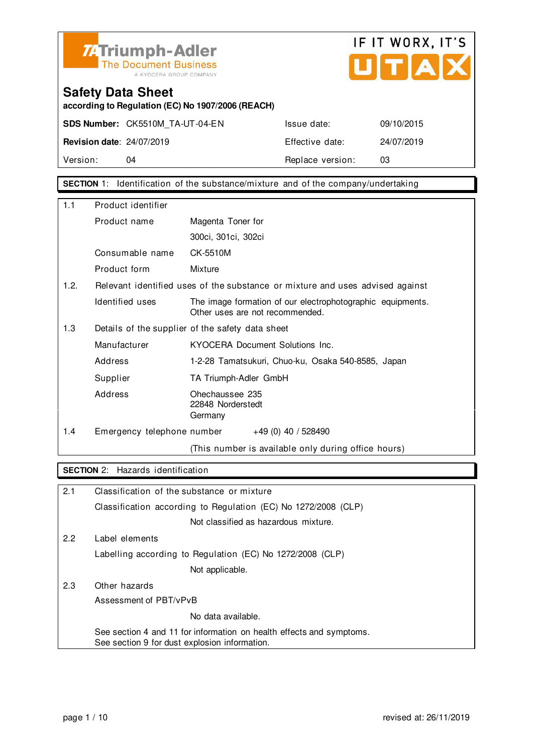Triumph-Adler
The Document Business
A KYOCERA GROUP COMPANY

IF IT WORX, IT'S UTAX

# Safety Data Sheet

**according to Regulation (EC) No 1907/2006 (REACH)**

| | | | |
|---|---|---|---|
| **SDS Number:** | CK5510M_TA-UT-04-EN | Issue date: | 09/10/2015 |
| **Revision date**: | 24/07/2019 | Effective date: | 24/07/2019 |
| Version: | 04 | Replace version: | 03 |

## SECTION 1: Identification of the substance/mixture and of the company/undertaking

**1.1 Product identifier**

| | |
|---|---|
| Product name | Magenta Toner for 300ci, 301ci, 302ci |
| Consumable name | CK-5510M |
| Product form | Mixture |

**1.2. Relevant identified uses of the substance or mixture and uses advised against**

| | |
|---|---|
| Identified uses | The image formation of our electrophotographic equipments. Other uses are not recommended. |

**1.3 Details of the supplier of the safety data sheet**

| | |
|---|---|
| Manufacturer | KYOCERA Document Solutions Inc. |
| Address | 1-2-28 Tamatsukuri, Chuo-ku, Osaka 540-8585, Japan |
| Supplier | TA Triumph-Adler GmbH |
| Address | Ohechaussee 235<br>22848 Norderstedt<br>Germany |

**1.4 Emergency telephone number** +49 (0) 40 / 528490

(This number is available only during office hours)

## SECTION 2: Hazards identification

**2.1 Classification of the substance or mixture**

Classification according to Regulation (EC) No 1272/2008 (CLP)

Not classified as hazardous mixture.

**2.2 Label elements**

Labelling according to Regulation (EC) No 1272/2008 (CLP)

Not applicable.

**2.3 Other hazards**

Assessment of PBT/vPvB

No data available.

See section 4 and 11 for information on health effects and symptoms.
See section 9 for dust explosion information.

revised at: 26/11/2019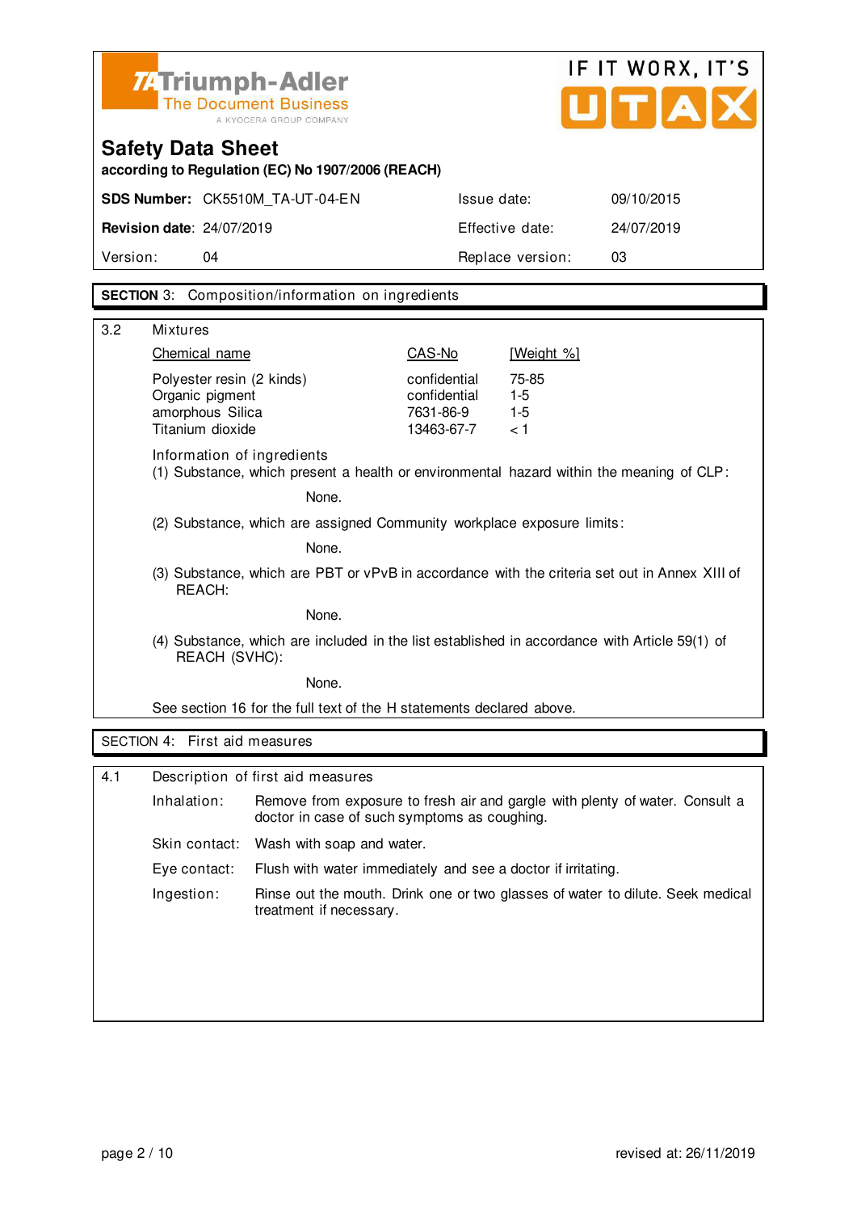Triumph-Adler
The Document Business
A KYOCERA GROUP COMPANY

IF IT WORX, IT'S UTAX

# Safety Data Sheet

**according to Regulation (EC) No 1907/2006 (REACH)**

| **SDS Number:** CK5510M_TA-UT-04-EN | Issue date: | 09/10/2015 |
|---|---|---|
| **Revision date**: 24/07/2019 | Effective date: | 24/07/2019 |
| Version: 04 | Replace version: | 03 |

## SECTION 3: Composition/information on ingredients

### 3.2 Mixtures

| Chemical name | CAS-No | [Weight %] |
|---|---|---|
| Polyester resin (2 kinds) | confidential | 75-85 |
| Organic pigment | confidential | 1-5 |
| amorphous Silica | 7631-86-9 | 1-5 |
| Titanium dioxide | 13463-67-7 | < 1 |

Information of ingredients

(1) Substance, which present a health or environmental hazard within the meaning of CLP:

None.

(2) Substance, which are assigned Community workplace exposure limits:

None.

(3) Substance, which are PBT or vPvB in accordance with the criteria set out in Annex XIII of REACH:

None.

(4) Substance, which are included in the list established in accordance with Article 59(1) of REACH (SVHC):

None.

See section 16 for the full text of the H statements declared above.

## SECTION 4: First aid measures

### 4.1 Description of first aid measures

**Inhalation:** Remove from exposure to fresh air and gargle with plenty of water. Consult a doctor in case of such symptoms as coughing.

**Skin contact:** Wash with soap and water.

**Eye contact:** Flush with water immediately and see a doctor if irritating.

**Ingestion:** Rinse out the mouth. Drink one or two glasses of water to dilute. Seek medical treatment if necessary.

revised at: 26/11/2019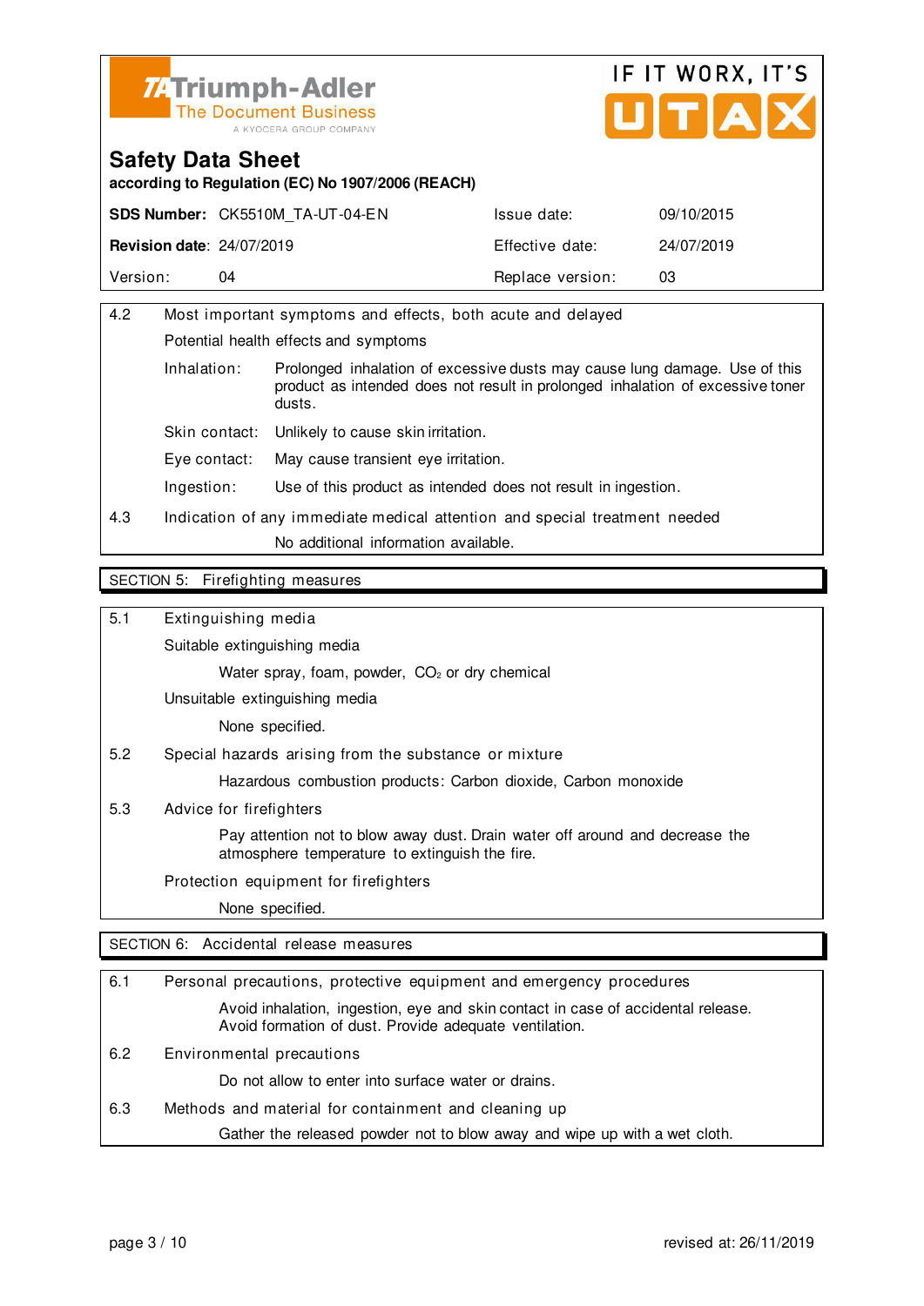| | | | |
|---|---|---|---|
| **SDS Number:** | CK5510M_TA-UT-04-EN | Issue date: | 09/10/2015 |
| **Revision date:** | 24/07/2019 | Effective date: | 24/07/2019 |
| Version: | 04 | Replace version: | 03 |

4.2 Most important symptoms and effects, both acute and delayed

Potential health effects and symptoms

| | |
|---|---|
| Inhalation: | Prolonged inhalation of excessive dusts may cause lung damage. Use of this product as intended does not result in prolonged inhalation of excessive toner dusts. |
| Skin contact: | Unlikely to cause skin irritation. |
| Eye contact: | May cause transient eye irritation. |
| Ingestion: | Use of this product as intended does not result in ingestion. |

4.3 Indication of any immediate medical attention and special treatment needed

No additional information available.

## SECTION 5: Firefighting measures

5.1 Extinguishing media

Suitable extinguishing media

Water spray, foam, powder, $CO_2$ or dry chemical

Unsuitable extinguishing media

None specified.

5.2 Special hazards arising from the substance or mixture

Hazardous combustion products: Carbon dioxide, Carbon monoxide

5.3 Advice for firefighters

Pay attention not to blow away dust. Drain water off around and decrease the atmosphere temperature to extinguish the fire.

Protection equipment for firefighters

None specified.

## SECTION 6: Accidental release measures

6.1 Personal precautions, protective equipment and emergency procedures

Avoid inhalation, ingestion, eye and skin contact in case of accidental release. Avoid formation of dust. Provide adequate ventilation.

6.2 Environmental precautions

Do not allow to enter into surface water or drains.

6.3 Methods and material for containment and cleaning up

Gather the released powder not to blow away and wipe up with a wet cloth.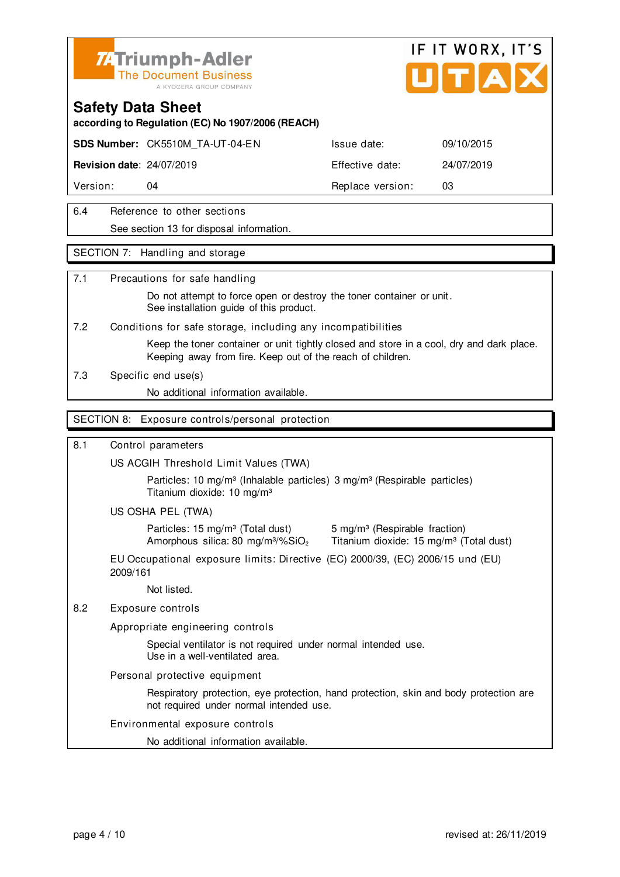# Safety Data Sheet

according to Regulation (EC) No 1907/2006 (REACH)

| **SDS Number:** CK5510M_TA-UT-04-EN | Issue date: | 09/10/2015 |
|---|---|---|
| **Revision date**: 24/07/2019 | Effective date: | 24/07/2019 |
| Version: 04 | Replace version: | 03 |

6.4 Reference to other sections

See section 13 for disposal information.

## SECTION 7: Handling and storage

7.1 Precautions for safe handling

Do not attempt to force open or destroy the toner container or unit.
See installation guide of this product.

7.2 Conditions for safe storage, including any incompatibilities

Keep the toner container or unit tightly closed and store in a cool, dry and dark place.
Keeping away from fire. Keep out of the reach of children.

7.3 Specific end use(s)

No additional information available.

## SECTION 8: Exposure controls/personal protection

8.1 Control parameters

US ACGIH Threshold Limit Values (TWA)

Particles: 10 mg/m³ (Inhalable particles) 3 mg/m³ (Respirable particles)
Titanium dioxide: 10 mg/m³

US OSHA PEL (TWA)

Particles: 15 mg/m³ (Total dust) 5 mg/m³ (Respirable fraction)
Amorphous silica: 80 mg/m³/%$SiO_2$ Titanium dioxide: 15 mg/m³ (Total dust)

EU Occupational exposure limits: Directive (EC) 2000/39, (EC) 2006/15 und (EU) 2009/161

Not listed.

8.2 Exposure controls

Appropriate engineering controls

Special ventilator is not required under normal intended use.
Use in a well-ventilated area.

Personal protective equipment

Respiratory protection, eye protection, hand protection, skin and body protection are not required under normal intended use.

Environmental exposure controls

No additional information available.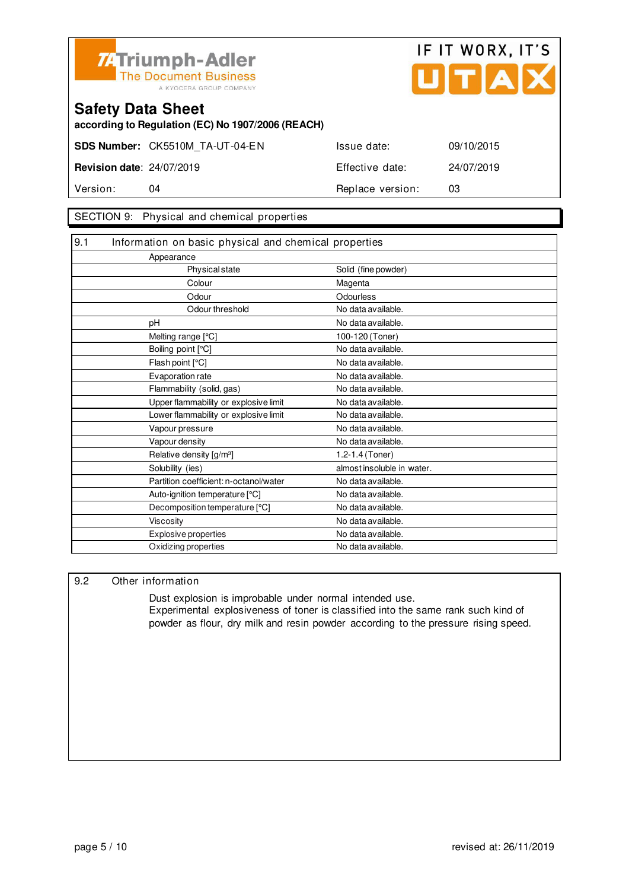# Safety Data Sheet

**according to Regulation (EC) No 1907/2006 (REACH)**

| **SDS Number:** | CK5510M_TA-UT-04-EN | Issue date: | 09/10/2015 |
|---|---|---|---|
| **Revision date:** | 24/07/2019 | Effective date: | 24/07/2019 |
| Version: | 04 | Replace version: | 03 |

## SECTION 9: Physical and chemical properties

### 9.1 Information on basic physical and chemical properties

| Property | Value |
|---|---|
| Appearance | |
| Physical state | Solid (fine powder) |
| Colour | Magenta |
| Odour | Odourless |
| Odour threshold | No data available. |
| pH | No data available. |
| Melting range [°C] | 100-120 (Toner) |
| Boiling point [°C] | No data available. |
| Flash point [°C] | No data available. |
| Evaporation rate | No data available. |
| Flammability (solid, gas) | No data available. |
| Upper flammability or explosive limit | No data available. |
| Lower flammability or explosive limit | No data available. |
| Vapour pressure | No data available. |
| Vapour density | No data available. |
| Relative density [g/m³] | 1.2-1.4 (Toner) |
| Solubility (ies) | almost insoluble in water. |
| Partition coefficient: n-octanol/water | No data available. |
| Auto-ignition temperature [°C] | No data available. |
| Decomposition temperature [°C] | No data available. |
| Viscosity | No data available. |
| Explosive properties | No data available. |
| Oxidizing properties | No data available. |

### 9.2 Other information

Dust explosion is improbable under normal intended use.
Experimental explosiveness of toner is classified into the same rank such kind of powder as flour, dry milk and resin powder according to the pressure rising speed.

revised at: 26/11/2019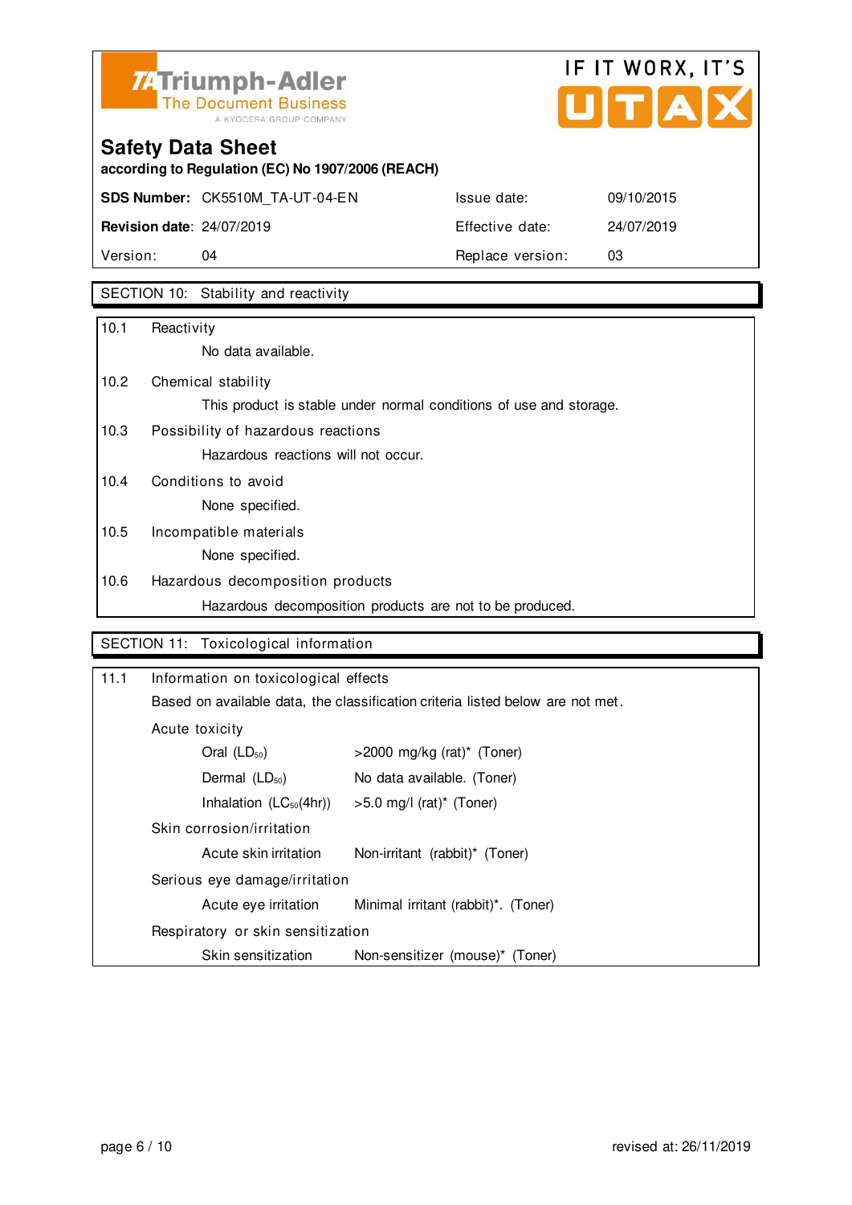## SECTION 10: Stability and reactivity

10.1 Reactivity

No data available.

10.2 Chemical stability

This product is stable under normal conditions of use and storage.

10.3 Possibility of hazardous reactions

Hazardous reactions will not occur.

10.4 Conditions to avoid

None specified.

10.5 Incompatible materials

None specified.

10.6 Hazardous decomposition products

Hazardous decomposition products are not to be produced.

## SECTION 11: Toxicological information

11.1 Information on toxicological effects

Based on available data, the classification criteria listed below are not met.

Acute toxicity

| | |
|---|---|
| Oral ($LD_{50}$) | >2000 mg/kg (rat)* (Toner) |
| Dermal ($LD_{50}$) | No data available. (Toner) |
| Inhalation ($LC_{50}$(4hr)) | >5.0 mg/l (rat)* (Toner) |

Skin corrosion/irritation

| | |
|---|---|
| Acute skin irritation | Non-irritant (rabbit)* (Toner) |

Serious eye damage/irritation

| | |
|---|---|
| Acute eye irritation | Minimal irritant (rabbit)*. (Toner) |

Respiratory or skin sensitization

| | |
|---|---|
| Skin sensitization | Non-sensitizer (mouse)* (Toner) |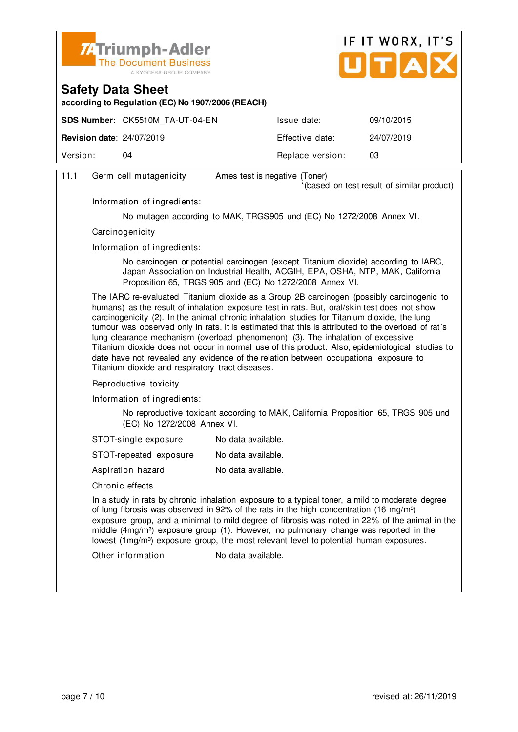| | | |
|---|---|---|
| 11.1 | Germ cell mutagenicity | Ames test is negative (Toner)<br>*(based on test result of similar product) |

Information of ingredients:

No mutagen according to MAK, TRGS905 und (EC) No 1272/2008 Annex VI.

Carcinogenicity

Information of ingredients:

No carcinogen or potential carcinogen (except Titanium dioxide) according to IARC, Japan Association on Industrial Health, ACGIH, EPA, OSHA, NTP, MAK, California Proposition 65, TRGS 905 and (EC) No 1272/2008 Annex VI.

The IARC re-evaluated Titanium dioxide as a Group 2B carcinogen (possibly carcinogenic to humans) as the result of inhalation exposure test in rats. But, oral/skin test does not show carcinogenicity (2). In the animal chronic inhalation studies for Titanium dioxide, the lung tumour was observed only in rats. It is estimated that this is attributed to the overload of rat´s lung clearance mechanism (overload phenomenon) (3). The inhalation of excessive Titanium dioxide does not occur in normal use of this product. Also, epidemiological studies to date have not revealed any evidence of the relation between occupational exposure to Titanium dioxide and respiratory tract diseases.

Reproductive toxicity

Information of ingredients:

No reproductive toxicant according to MAK, California Proposition 65, TRGS 905 und (EC) No 1272/2008 Annex VI.

| | |
|---|---|
| STOT-single exposure | No data available. |
| STOT-repeated exposure | No data available. |
| Aspiration hazard | No data available. |

Chronic effects

In a study in rats by chronic inhalation exposure to a typical toner, a mild to moderate degree of lung fibrosis was observed in 92% of the rats in the high concentration (16 mg/m³) exposure group, and a minimal to mild degree of fibrosis was noted in 22% of the animal in the middle (4mg/m³) exposure group (1). However, no pulmonary change was reported in the lowest (1mg/m³) exposure group, the most relevant level to potential human exposures.

| | |
|---|---|
| Other information | No data available. |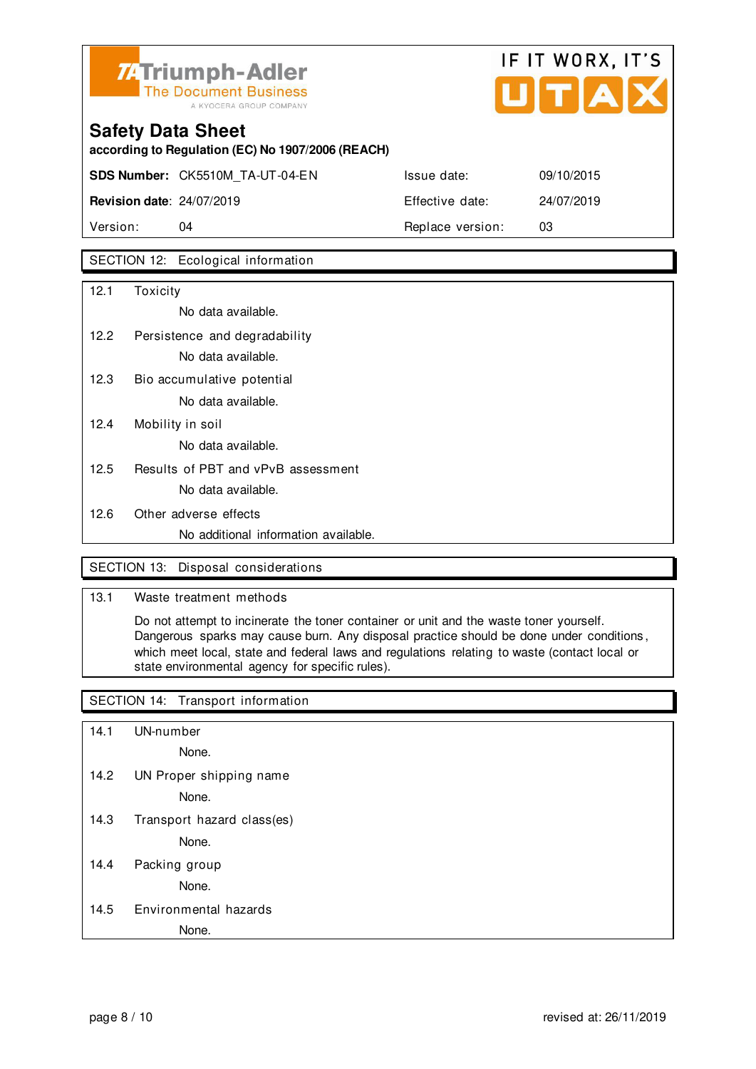Triumph-Adler
The Document Business
A KYOCERA GROUP COMPANY

IF IT WORX, IT'S UTAX

# Safety Data Sheet

**according to Regulation (EC) No 1907/2006 (REACH)**

| | | | |
|---|---|---|---|
| **SDS Number:** | CK5510M_TA-UT-04-EN | Issue date: | 09/10/2015 |
| **Revision date**: | 24/07/2019 | Effective date: | 24/07/2019 |
| Version: | 04 | Replace version: | 03 |

## SECTION 12: Ecological information

12.1 Toxicity

No data available.

12.2 Persistence and degradability

No data available.

12.3 Bio accumulative potential

No data available.

12.4 Mobility in soil

No data available.

12.5 Results of PBT and vPvB assessment

No data available.

12.6 Other adverse effects

No additional information available.

## SECTION 13: Disposal considerations

13.1 Waste treatment methods

Do not attempt to incinerate the toner container or unit and the waste toner yourself. Dangerous sparks may cause burn. Any disposal practice should be done under conditions, which meet local, state and federal laws and regulations relating to waste (contact local or state environmental agency for specific rules).

## SECTION 14: Transport information

14.1 UN-number

None.

14.2 UN Proper shipping name

None.

14.3 Transport hazard class(es)

None.

14.4 Packing group

None.

14.5 Environmental hazards

None.

revised at: 26/11/2019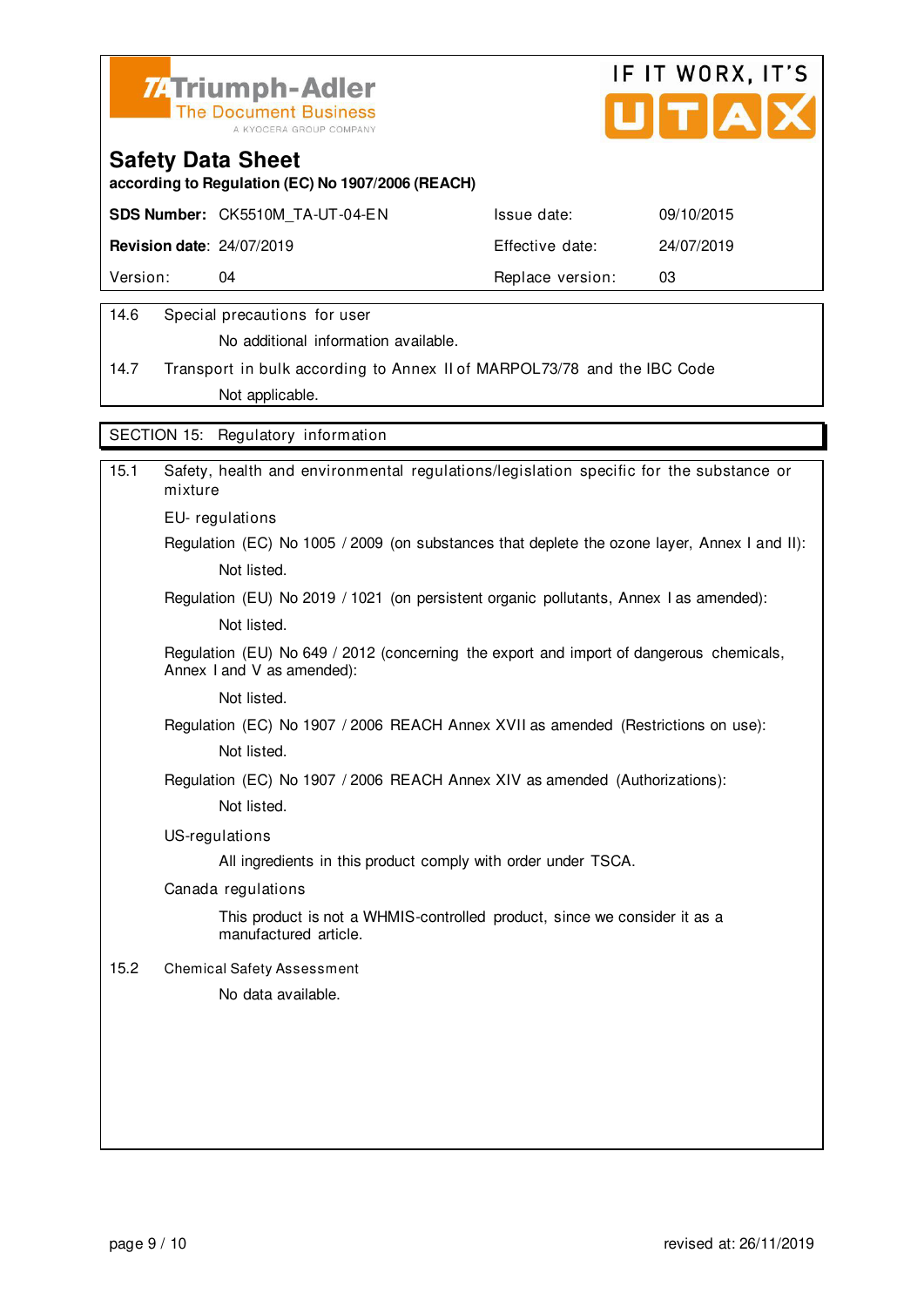**Safety Data Sheet**
**according to Regulation (EC) No 1907/2006 (REACH)**

| **SDS Number:** CK5510M_TA-UT-04-EN | Issue date: | 09/10/2015 |
|---|---|---|
| **Revision date**: 24/07/2019 | Effective date: | 24/07/2019 |
| Version: 04 | Replace version: | 03 |

14.6 Special precautions for user

No additional information available.

14.7 Transport in bulk according to Annex II of MARPOL73/78 and the IBC Code

Not applicable.

## SECTION 15: Regulatory information

15.1 Safety, health and environmental regulations/legislation specific for the substance or mixture

EU- regulations

Regulation (EC) No 1005 / 2009 (on substances that deplete the ozone layer, Annex I and II):

Not listed.

Regulation (EU) No 2019 / 1021 (on persistent organic pollutants, Annex I as amended):

Not listed.

Regulation (EU) No 649 / 2012 (concerning the export and import of dangerous chemicals, Annex I and V as amended):

Not listed.

Regulation (EC) No 1907 / 2006 REACH Annex XVII as amended (Restrictions on use):

Not listed.

Regulation (EC) No 1907 / 2006 REACH Annex XIV as amended (Authorizations):

Not listed.

US-regulations

All ingredients in this product comply with order under TSCA.

Canada regulations

This product is not a WHMIS-controlled product, since we consider it as a manufactured article.

15.2 Chemical Safety Assessment

No data available.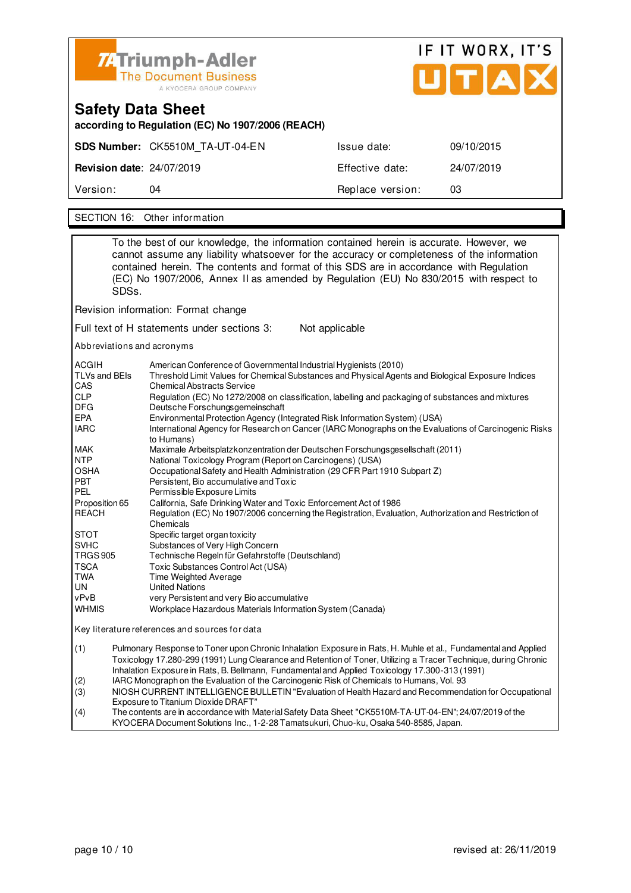**Triumph-Adler** The Document Business — A KYOCERA GROUP COMPANY

IF IT WORX, IT'S UTAX

# Safety Data Sheet

**according to Regulation (EC) No 1907/2006 (REACH)**

| | | | |
|---|---|---|---|
| **SDS Number:** | CK5510M_TA-UT-04-EN | Issue date: | 09/10/2015 |
| **Revision date:** | 24/07/2019 | Effective date: | 24/07/2019 |
| Version: | 04 | Replace version: | 03 |

## SECTION 16: Other information

To the best of our knowledge, the information contained herein is accurate. However, we cannot assume any liability whatsoever for the accuracy or completeness of the information contained herein. The contents and format of this SDS are in accordance with Regulation (EC) No 1907/2006, Annex II as amended by Regulation (EU) No 830/2015 with respect to SDSs.

Revision information: Format change

Full text of H statements under sections 3: Not applicable

Abbreviations and acronyms

| | |
|---|---|
| ACGIH | American Conference of Governmental Industrial Hygienists (2010) |
| TLVs and BEIs | Threshold Limit Values for Chemical Substances and Physical Agents and Biological Exposure Indices |
| CAS | Chemical Abstracts Service |
| CLP | Regulation (EC) No 1272/2008 on classification, labelling and packaging of substances and mixtures |
| DFG | Deutsche Forschungsgemeinschaft |
| EPA | Environmental Protection Agency (Integrated Risk Information System) (USA) |
| IARC | International Agency for Research on Cancer (IARC Monographs on the Evaluations of Carcinogenic Risks to Humans) |
| MAK | Maximale Arbeitsplatzkonzentration der Deutschen Forschungsgesellschaft (2011) |
| NTP | National Toxicology Program (Report on Carcinogens) (USA) |
| OSHA | Occupational Safety and Health Administration (29 CFR Part 1910 Subpart Z) |
| PBT | Persistent, Bio accumulative and Toxic |
| PEL | Permissible Exposure Limits |
| Proposition 65 | California, Safe Drinking Water and Toxic Enforcement Act of 1986 |
| REACH | Regulation (EC) No 1907/2006 concerning the Registration, Evaluation, Authorization and Restriction of Chemicals |
| STOT | Specific target organ toxicity |
| SVHC | Substances of Very High Concern |
| TRGS 905 | Technische Regeln für Gefahrstoffe (Deutschland) |
| TSCA | Toxic Substances Control Act (USA) |
| TWA | Time Weighted Average |
| UN | United Nations |
| vPvB | very Persistent and very Bio accumulative |
| WHMIS | Workplace Hazardous Materials Information System (Canada) |

Key literature references and sources for data

(1) Pulmonary Response to Toner upon Chronic Inhalation Exposure in Rats, H. Muhle et al., Fundamental and Applied Toxicology 17.280-299 (1991) Lung Clearance and Retention of Toner, Utilizing a Tracer Technique, during Chronic Inhalation Exposure in Rats, B. Bellmann, Fundamental and Applied Toxicology 17.300-313 (1991)

(2) IARC Monograph on the Evaluation of the Carcinogenic Risk of Chemicals to Humans, Vol. 93

(3) NIOSH CURRENT INTELLIGENCE BULLETIN "Evaluation of Health Hazard and Recommendation for Occupational Exposure to Titanium Dioxide DRAFT"

(4) The contents are in accordance with Material Safety Data Sheet "CK5510M-TA-UT-04-EN"; 24/07/2019 of the KYOCERA Document Solutions Inc., 1-2-28 Tamatsukuri, Chuo-ku, Osaka 540-8585, Japan.

revised at: 26/11/2019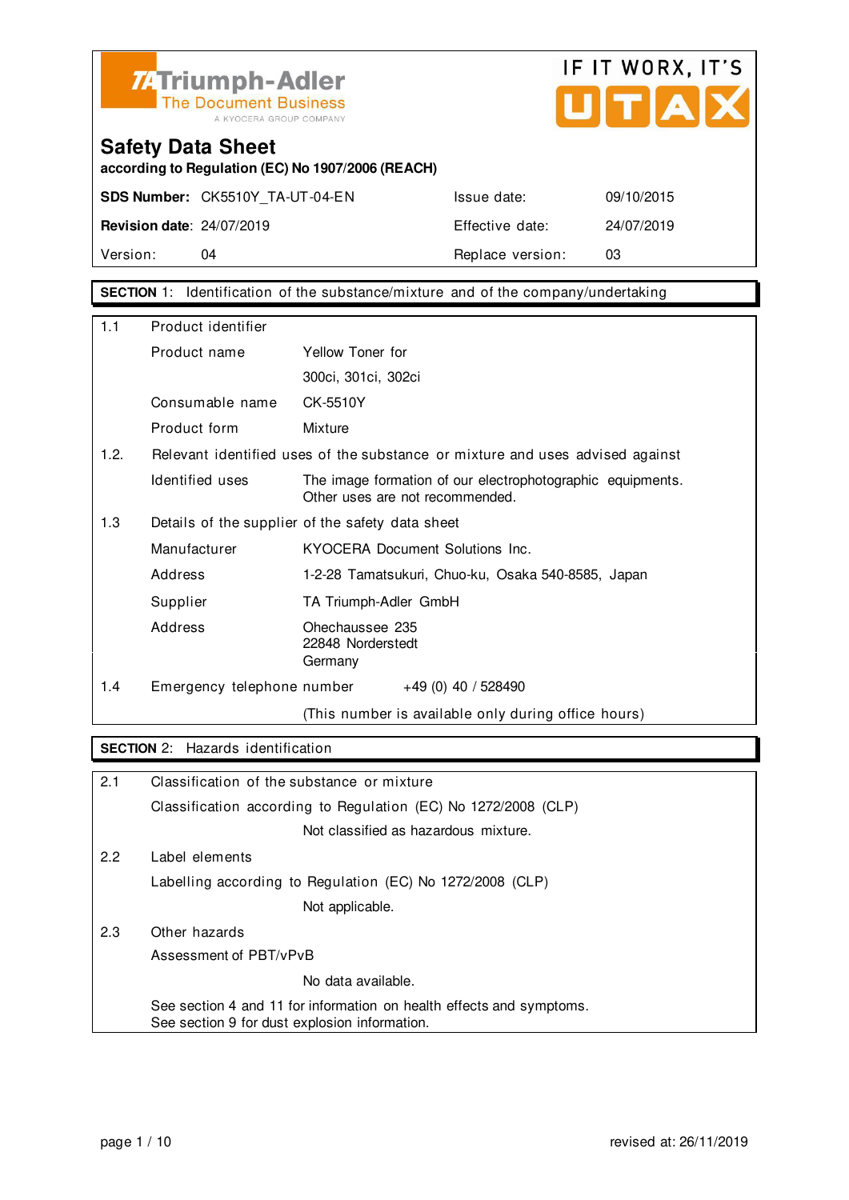TA Triumph-Adler
The Document Business
A KYOCERA GROUP COMPANY

IF IT WORX, IT'S UTAX

# Safety Data Sheet

**according to Regulation (EC) No 1907/2006 (REACH)**

| **SDS Number:** CK5510Y_TA-UT-04-EN | | Issue date: | 09/10/2015 |
|---|---|---|---|
| **Revision date**: 24/07/2019 | | Effective date: | 24/07/2019 |
| Version: | 04 | Replace version: | 03 |

## SECTION 1: Identification of the substance/mixture and of the company/undertaking

| | | |
|---|---|---|
| 1.1 | Product identifier | |
| | Product name | Yellow Toner for 300ci, 301ci, 302ci |
| | Consumable name | CK-5510Y |
| | Product form | Mixture |
| 1.2. | Relevant identified uses of the substance or mixture and uses advised against | |
| | Identified uses | The image formation of our electrophotographic equipments. Other uses are not recommended. |
| 1.3 | Details of the supplier of the safety data sheet | |
| | Manufacturer | KYOCERA Document Solutions Inc. |
| | Address | 1-2-28 Tamatsukuri, Chuo-ku, Osaka 540-8585, Japan |
| | Supplier | TA Triumph-Adler GmbH |
| | Address | Ohechaussee 235<br>22848 Norderstedt<br>Germany |
| 1.4 | Emergency telephone number | +49 (0) 40 / 528490<br>(This number is available only during office hours) |

## SECTION 2: Hazards identification

2.1 Classification of the substance or mixture

Classification according to Regulation (EC) No 1272/2008 (CLP)

Not classified as hazardous mixture.

2.2 Label elements

Labelling according to Regulation (EC) No 1272/2008 (CLP)

Not applicable.

2.3 Other hazards

Assessment of PBT/vPvB

No data available.

See section 4 and 11 for information on health effects and symptoms.
See section 9 for dust explosion information.

revised at: 26/11/2019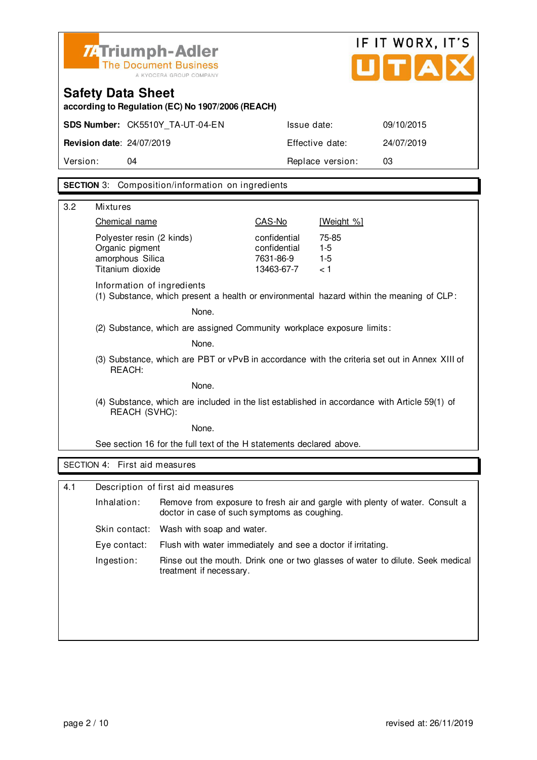Triumph-Adler
The Document Business
A KYOCERA GROUP COMPANY

IF IT WORX, IT'S UTAX

# Safety Data Sheet

**according to Regulation (EC) No 1907/2006 (REACH)**

| **SDS Number:** CK5510Y_TA-UT-04-EN | Issue date: | 09/10/2015 |
|---|---|---|
| **Revision date**: 24/07/2019 | Effective date: | 24/07/2019 |
| Version: 04 | Replace version: | 03 |

## SECTION 3: Composition/information on ingredients

### 3.2 Mixtures

| Chemical name | CAS-No | [Weight %] |
|---|---|---|
| Polyester resin (2 kinds) | confidential | 75-85 |
| Organic pigment | confidential | 1-5 |
| amorphous Silica | 7631-86-9 | 1-5 |
| Titanium dioxide | 13463-67-7 | < 1 |

Information of ingredients

(1) Substance, which present a health or environmental hazard within the meaning of CLP:

None.

(2) Substance, which are assigned Community workplace exposure limits:

None.

(3) Substance, which are PBT or vPvB in accordance with the criteria set out in Annex XIII of REACH:

None.

(4) Substance, which are included in the list established in accordance with Article 59(1) of REACH (SVHC):

None.

See section 16 for the full text of the H statements declared above.

## SECTION 4: First aid measures

### 4.1 Description of first aid measures

**Inhalation:** Remove from exposure to fresh air and gargle with plenty of water. Consult a doctor in case of such symptoms as coughing.

**Skin contact:** Wash with soap and water.

**Eye contact:** Flush with water immediately and see a doctor if irritating.

**Ingestion:** Rinse out the mouth. Drink one or two glasses of water to dilute. Seek medical treatment if necessary.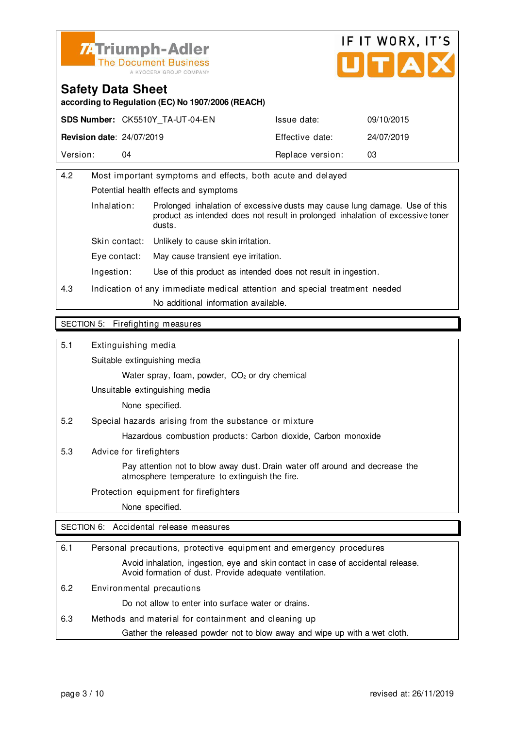**Triumph-Adler** The Document Business — A KYOCERA GROUP COMPANY

IF IT WORX, IT'S UTAX

# Safety Data Sheet

**according to Regulation (EC) No 1907/2006 (REACH)**

| **SDS Number:** CK5510Y_TA-UT-04-EN | | Issue date: | 09/10/2015 |
|---|---|---|---|
| **Revision date:** 24/07/2019 | | Effective date: | 24/07/2019 |
| Version: | 04 | Replace version: | 03 |

**4.2 Most important symptoms and effects, both acute and delayed**

Potential health effects and symptoms

- Inhalation: Prolonged inhalation of excessive dusts may cause lung damage. Use of this product as intended does not result in prolonged inhalation of excessive toner dusts.
- Skin contact: Unlikely to cause skin irritation.
- Eye contact: May cause transient eye irritation.
- Ingestion: Use of this product as intended does not result in ingestion.

**4.3 Indication of any immediate medical attention and special treatment needed**

No additional information available.

## SECTION 5: Firefighting measures

**5.1 Extinguishing media**

Suitable extinguishing media

Water spray, foam, powder, $CO_2$ or dry chemical

Unsuitable extinguishing media

None specified.

**5.2 Special hazards arising from the substance or mixture**

Hazardous combustion products: Carbon dioxide, Carbon monoxide

**5.3 Advice for firefighters**

Pay attention not to blow away dust. Drain water off around and decrease the atmosphere temperature to extinguish the fire.

Protection equipment for firefighters

None specified.

## SECTION 6: Accidental release measures

**6.1 Personal precautions, protective equipment and emergency procedures**

Avoid inhalation, ingestion, eye and skin contact in case of accidental release. Avoid formation of dust. Provide adequate ventilation.

**6.2 Environmental precautions**

Do not allow to enter into surface water or drains.

**6.3 Methods and material for containment and cleaning up**

Gather the released powder not to blow away and wipe up with a wet cloth.

revised at: 26/11/2019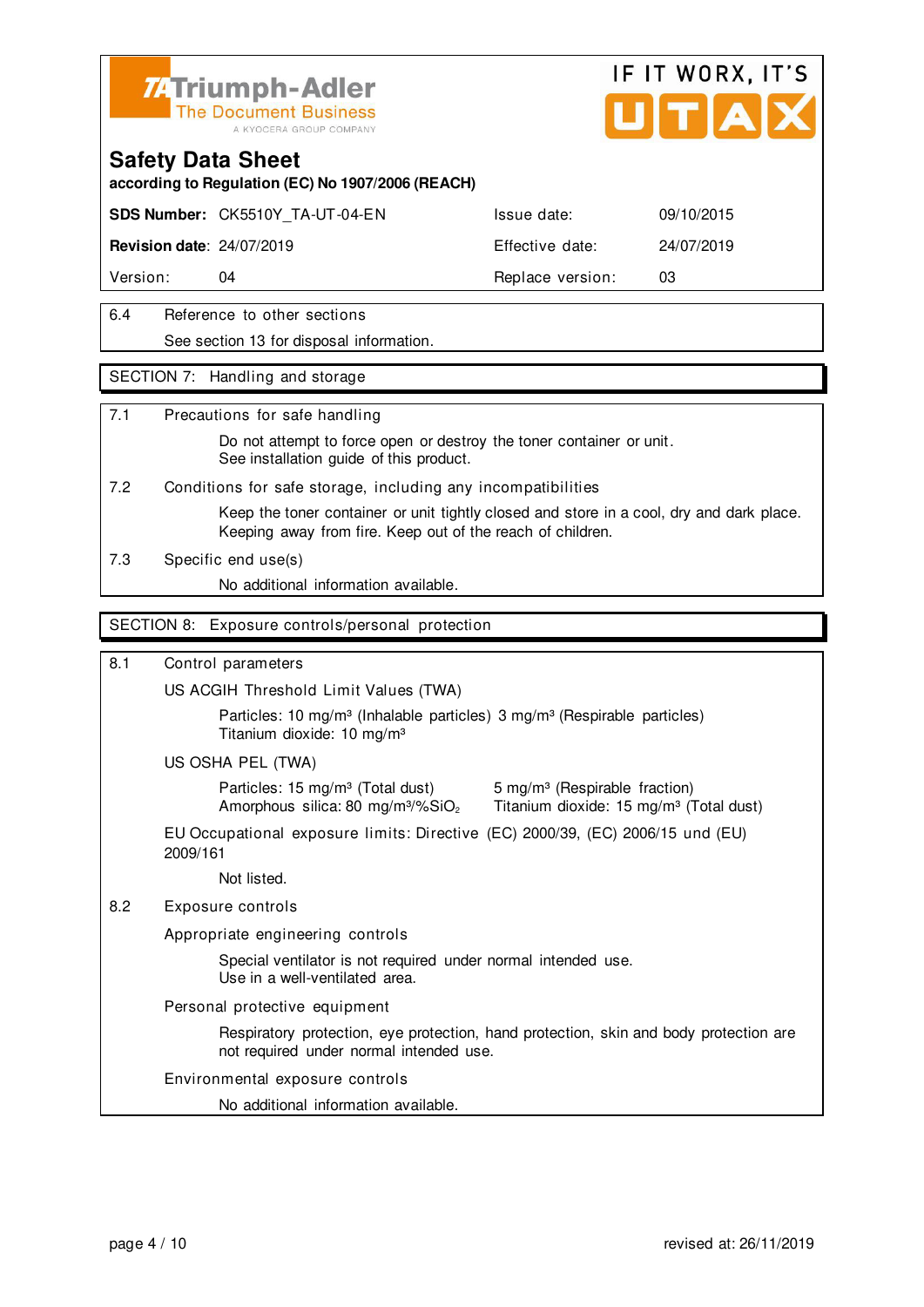## Safety Data Sheet

according to Regulation (EC) No 1907/2006 (REACH)

| **SDS Number:** CK5510Y_TA-UT-04-EN | Issue date: | 09/10/2015 |
|---|---|---|
| **Revision date:** 24/07/2019 | Effective date: | 24/07/2019 |
| Version: 04 | Replace version: | 03 |

6.4 Reference to other sections

See section 13 for disposal information.

## SECTION 7: Handling and storage

7.1 Precautions for safe handling

Do not attempt to force open or destroy the toner container or unit.
See installation guide of this product.

7.2 Conditions for safe storage, including any incompatibilities

Keep the toner container or unit tightly closed and store in a cool, dry and dark place.
Keeping away from fire. Keep out of the reach of children.

7.3 Specific end use(s)

No additional information available.

## SECTION 8: Exposure controls/personal protection

8.1 Control parameters

US ACGIH Threshold Limit Values (TWA)

Particles: 10 mg/m³ (Inhalable particles) 3 mg/m³ (Respirable particles)
Titanium dioxide: 10 mg/m³

US OSHA PEL (TWA)

Particles: 15 mg/m³ (Total dust) 5 mg/m³ (Respirable fraction)
Amorphous silica: 80 mg/m³/%$SiO_2$ Titanium dioxide: 15 mg/m³ (Total dust)

EU Occupational exposure limits: Directive (EC) 2000/39, (EC) 2006/15 und (EU) 2009/161

Not listed.

8.2 Exposure controls

Appropriate engineering controls

Special ventilator is not required under normal intended use.
Use in a well-ventilated area.

Personal protective equipment

Respiratory protection, eye protection, hand protection, skin and body protection are not required under normal intended use.

Environmental exposure controls

No additional information available.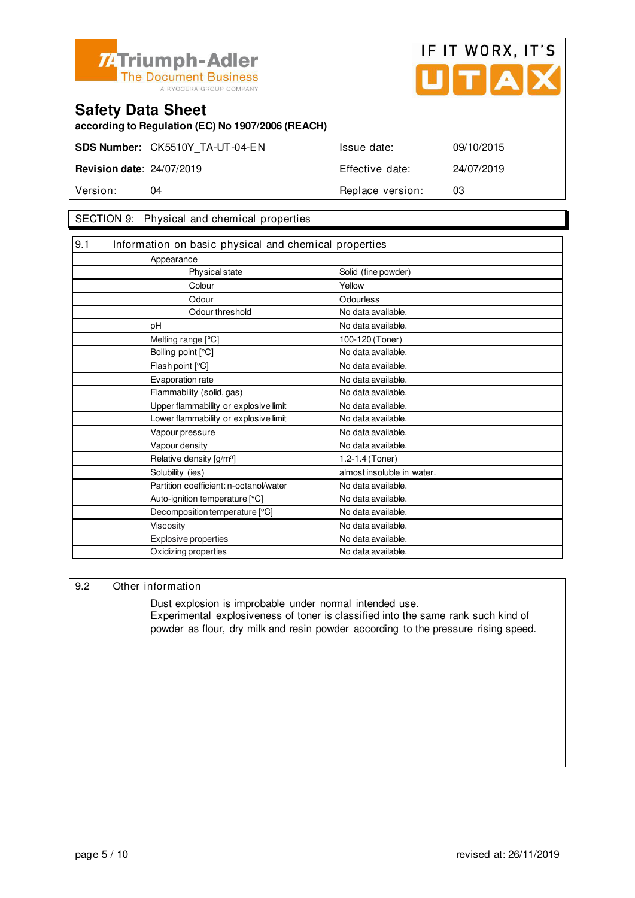Triumph-Adler
The Document Business
A KYOCERA GROUP COMPANY

IF IT WORX, IT'S UTAX

# Safety Data Sheet

**according to Regulation (EC) No 1907/2006 (REACH)**

| | | | |
|---|---|---|---|
| **SDS Number:** | CK5510Y_TA-UT-04-EN | Issue date: | 09/10/2015 |
| **Revision date:** | 24/07/2019 | Effective date: | 24/07/2019 |
| Version: | 04 | Replace version: | 03 |

## SECTION 9: Physical and chemical properties

### 9.1 Information on basic physical and chemical properties

| Property | Value |
|---|---|
| Appearance | |
| Physical state | Solid (fine powder) |
| Colour | Yellow |
| Odour | Odourless |
| Odour threshold | No data available. |
| pH | No data available. |
| Melting range [°C] | 100-120 (Toner) |
| Boiling point [°C] | No data available. |
| Flash point [°C] | No data available. |
| Evaporation rate | No data available. |
| Flammability (solid, gas) | No data available. |
| Upper flammability or explosive limit | No data available. |
| Lower flammability or explosive limit | No data available. |
| Vapour pressure | No data available. |
| Vapour density | No data available. |
| Relative density [g/m³] | 1.2-1.4 (Toner) |
| Solubility (ies) | almost insoluble in water. |
| Partition coefficient: n-octanol/water | No data available. |
| Auto-ignition temperature [°C] | No data available. |
| Decomposition temperature [°C] | No data available. |
| Viscosity | No data available. |
| Explosive properties | No data available. |
| Oxidizing properties | No data available. |

### 9.2 Other information

Dust explosion is improbable under normal intended use.
Experimental explosiveness of toner is classified into the same rank such kind of powder as flour, dry milk and resin powder according to the pressure rising speed.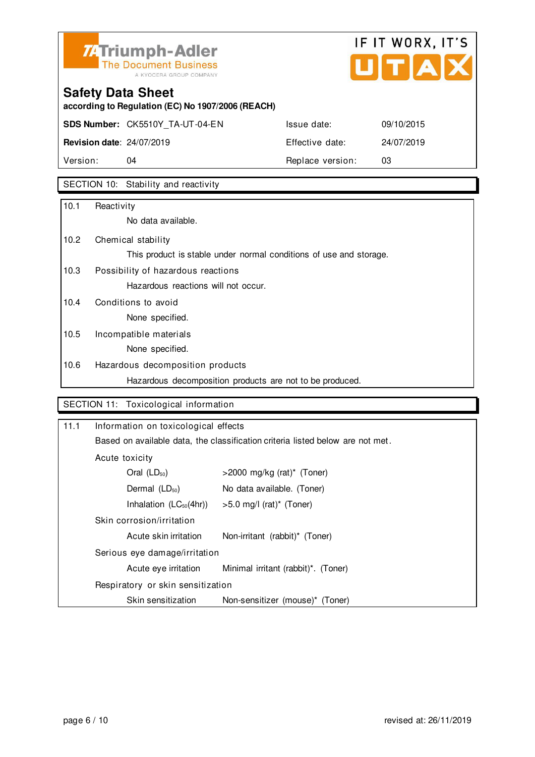Triumph-Adler
The Document Business
A KYOCERA GROUP COMPANY

IF IT WORX, IT'S UTAX

# Safety Data Sheet

**according to Regulation (EC) No 1907/2006 (REACH)**

| **SDS Number:** CK5510Y_TA-UT-04-EN | Issue date: | 09/10/2015 |
|---|---|---|
| **Revision date**: 24/07/2019 | Effective date: | 24/07/2019 |
| Version: 04 | Replace version: | 03 |

## SECTION 10: Stability and reactivity

10.1 Reactivity

No data available.

10.2 Chemical stability

This product is stable under normal conditions of use and storage.

10.3 Possibility of hazardous reactions

Hazardous reactions will not occur.

10.4 Conditions to avoid

None specified.

10.5 Incompatible materials

None specified.

10.6 Hazardous decomposition products

Hazardous decomposition products are not to be produced.

## SECTION 11: Toxicological information

11.1 Information on toxicological effects

Based on available data, the classification criteria listed below are not met.

Acute toxicity

| | |
|---|---|
| Oral ($LD_{50}$) | >2000 mg/kg (rat)* (Toner) |
| Dermal ($LD_{50}$) | No data available. (Toner) |
| Inhalation ($LC_{50}$(4hr)) | >5.0 mg/l (rat)* (Toner) |

Skin corrosion/irritation

| | |
|---|---|
| Acute skin irritation | Non-irritant (rabbit)* (Toner) |

Serious eye damage/irritation

| | |
|---|---|
| Acute eye irritation | Minimal irritant (rabbit)*. (Toner) |

Respiratory or skin sensitization

| | |
|---|---|
| Skin sensitization | Non-sensitizer (mouse)* (Toner) |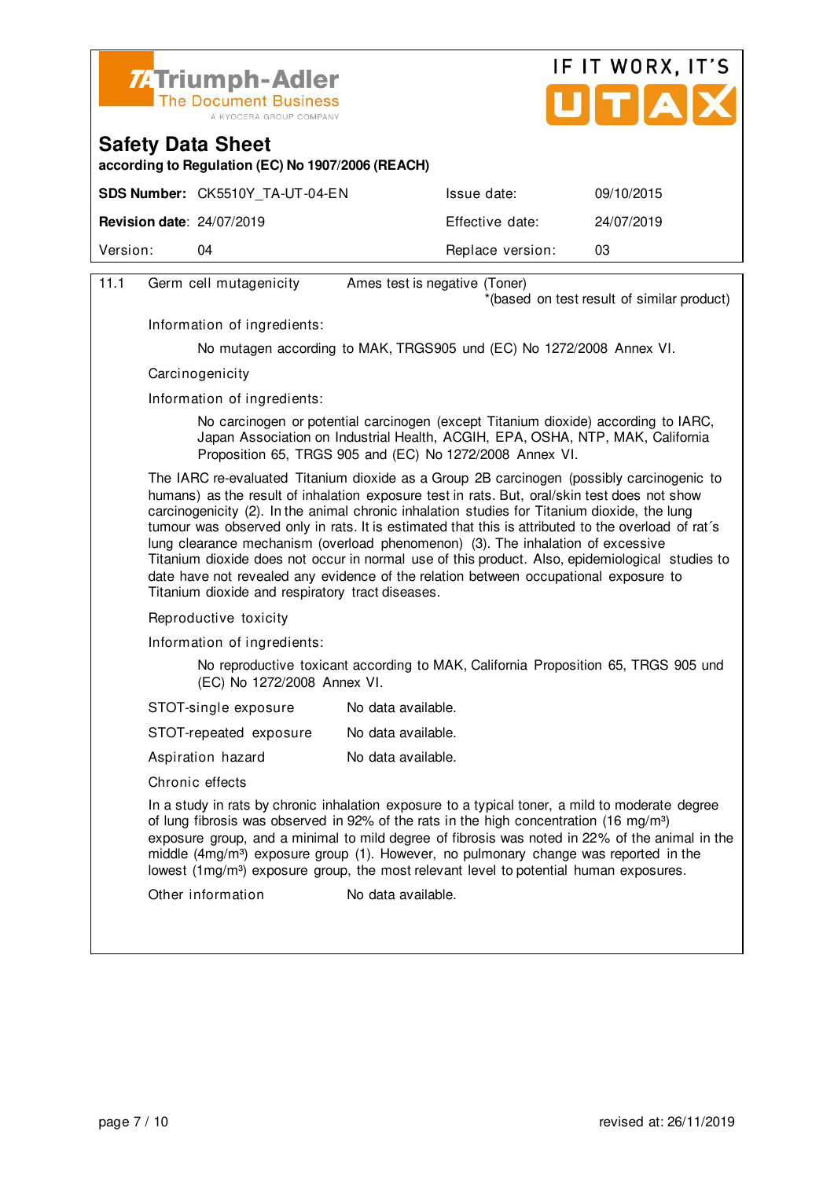| | | |
|---|---|---|
| 11.1 | Germ cell mutagenicity | Ames test is negative (Toner) *(based on test result of similar product) |

Information of ingredients:

No mutagen according to MAK, TRGS905 und (EC) No 1272/2008 Annex VI.

Carcinogenicity

Information of ingredients:

No carcinogen or potential carcinogen (except Titanium dioxide) according to IARC, Japan Association on Industrial Health, ACGIH, EPA, OSHA, NTP, MAK, California Proposition 65, TRGS 905 and (EC) No 1272/2008 Annex VI.

The IARC re-evaluated Titanium dioxide as a Group 2B carcinogen (possibly carcinogenic to humans) as the result of inhalation exposure test in rats. But, oral/skin test does not show carcinogenicity (2). In the animal chronic inhalation studies for Titanium dioxide, the lung tumour was observed only in rats. It is estimated that this is attributed to the overload of rat´s lung clearance mechanism (overload phenomenon) (3). The inhalation of excessive Titanium dioxide does not occur in normal use of this product. Also, epidemiological studies to date have not revealed any evidence of the relation between occupational exposure to Titanium dioxide and respiratory tract diseases.

Reproductive toxicity

Information of ingredients:

No reproductive toxicant according to MAK, California Proposition 65, TRGS 905 und (EC) No 1272/2008 Annex VI.

| | |
|---|---|
| STOT-single exposure | No data available. |
| STOT-repeated exposure | No data available. |
| Aspiration hazard | No data available. |

Chronic effects

In a study in rats by chronic inhalation exposure to a typical toner, a mild to moderate degree of lung fibrosis was observed in 92% of the rats in the high concentration (16 mg/m³) exposure group, and a minimal to mild degree of fibrosis was noted in 22% of the animal in the middle (4mg/m³) exposure group (1). However, no pulmonary change was reported in the lowest (1mg/m³) exposure group, the most relevant level to potential human exposures.

| | |
|---|---|
| Other information | No data available. |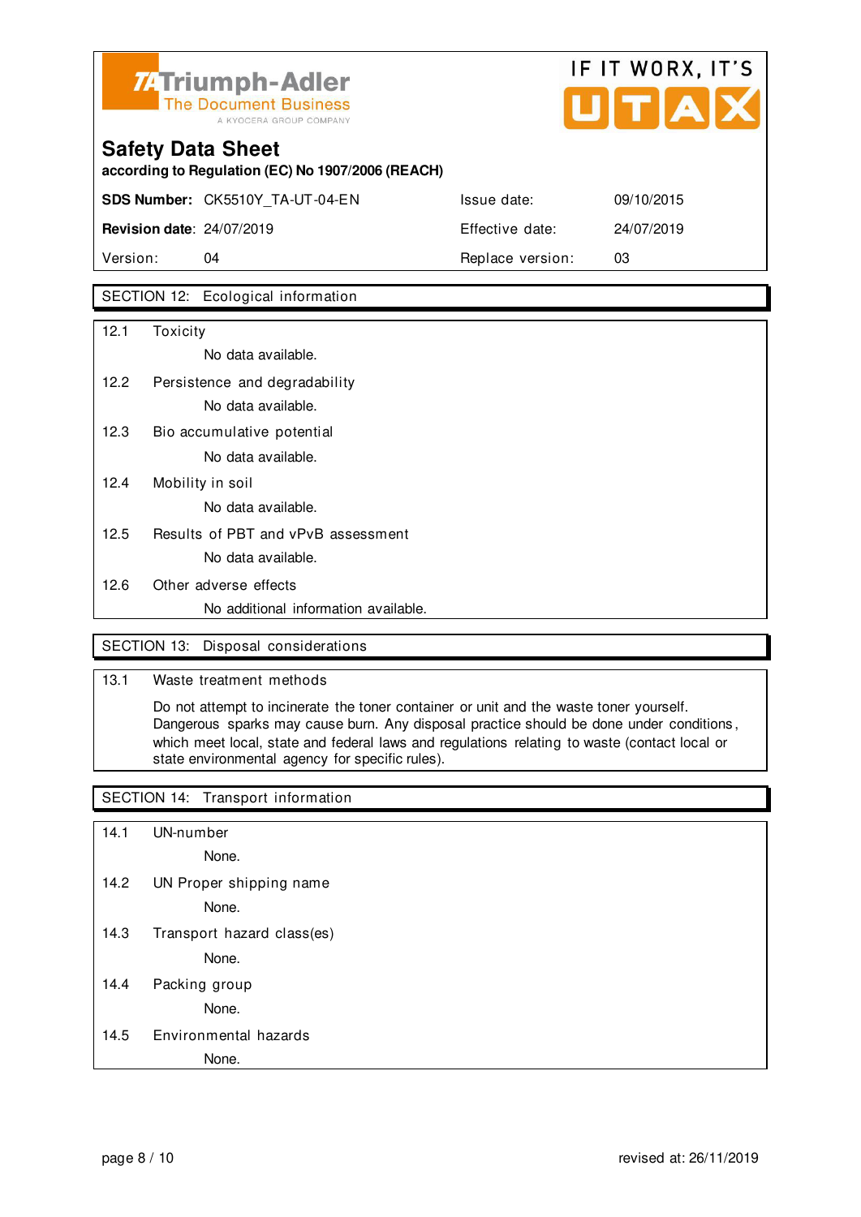## SECTION 12: Ecological information

**12.1 Toxicity**

No data available.

**12.2 Persistence and degradability**

No data available.

**12.3 Bio accumulative potential**

No data available.

**12.4 Mobility in soil**

No data available.

**12.5 Results of PBT and vPvB assessment**

No data available.

**12.6 Other adverse effects**

No additional information available.

## SECTION 13: Disposal considerations

**13.1 Waste treatment methods**

Do not attempt to incinerate the toner container or unit and the waste toner yourself. Dangerous sparks may cause burn. Any disposal practice should be done under conditions, which meet local, state and federal laws and regulations relating to waste (contact local or state environmental agency for specific rules).

## SECTION 14: Transport information

**14.1 UN-number**

None.

**14.2 UN Proper shipping name**

None.

**14.3 Transport hazard class(es)**

None.

**14.4 Packing group**

None.

**14.5 Environmental hazards**

None.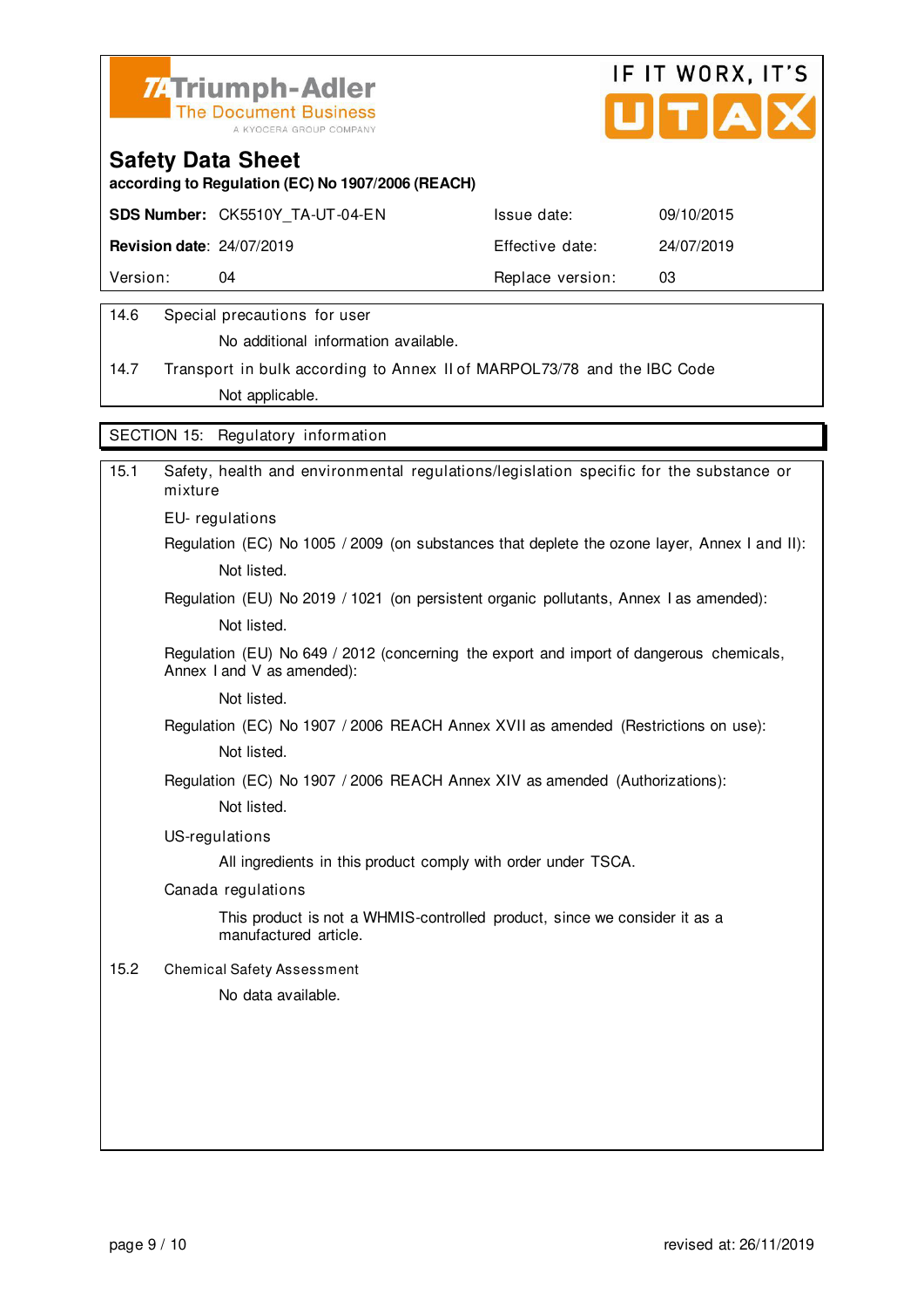**Triumph-Adler** The Document Business — A KYOCERA GROUP COMPANY

IF IT WORX, IT'S UTAX

# Safety Data Sheet

**according to Regulation (EC) No 1907/2006 (REACH)**

| **SDS Number:** CK5510Y_TA-UT-04-EN | Issue date: | 09/10/2015 |
|---|---|---|
| **Revision date:** 24/07/2019 | Effective date: | 24/07/2019 |
| Version: 04 | Replace version: | 03 |

14.6 Special precautions for user

No additional information available.

14.7 Transport in bulk according to Annex II of MARPOL73/78 and the IBC Code

Not applicable.

## SECTION 15: Regulatory information

15.1 Safety, health and environmental regulations/legislation specific for the substance or mixture

EU- regulations

Regulation (EC) No 1005 / 2009 (on substances that deplete the ozone layer, Annex I and II):

Not listed.

Regulation (EU) No 2019 / 1021 (on persistent organic pollutants, Annex I as amended):

Not listed.

Regulation (EU) No 649 / 2012 (concerning the export and import of dangerous chemicals, Annex I and V as amended):

Not listed.

Regulation (EC) No 1907 / 2006 REACH Annex XVII as amended (Restrictions on use):

Not listed.

Regulation (EC) No 1907 / 2006 REACH Annex XIV as amended (Authorizations):

Not listed.

US-regulations

All ingredients in this product comply with order under TSCA.

Canada regulations

This product is not a WHMIS-controlled product, since we consider it as a manufactured article.

15.2 Chemical Safety Assessment

No data available.

revised at: 26/11/2019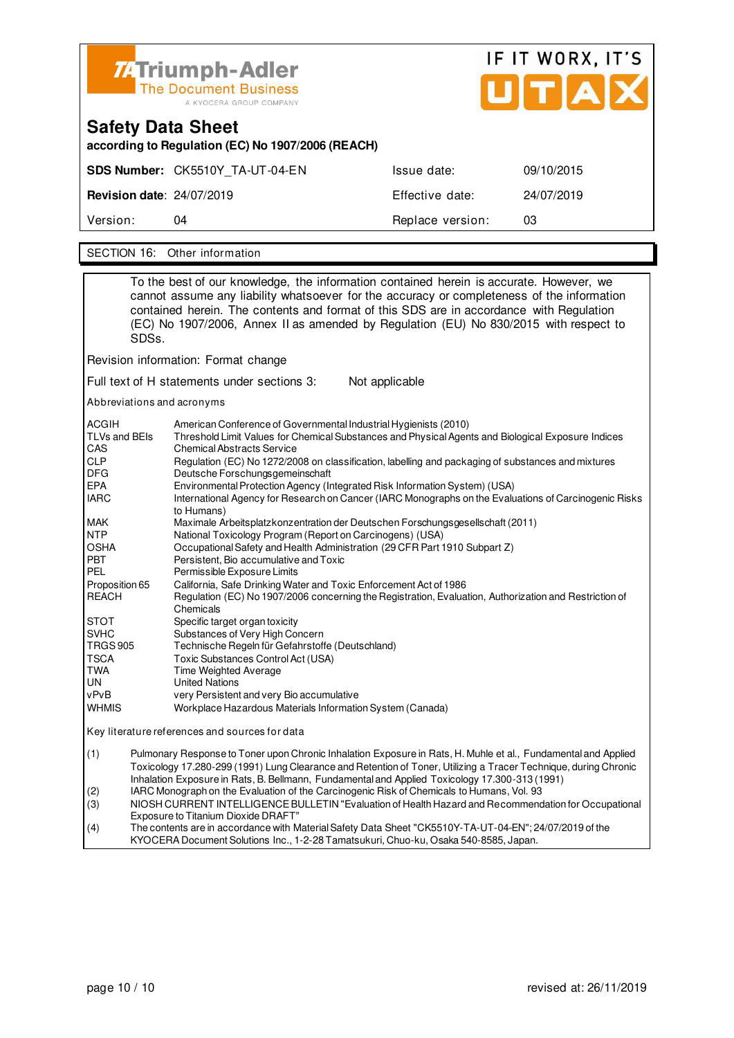Triumph-Adler
The Document Business
A KYOCERA GROUP COMPANY

IF IT WORX, IT'S UTAX

# Safety Data Sheet

**according to Regulation (EC) No 1907/2006 (REACH)**

| | | | |
|---|---|---|---|
| **SDS Number:** | CK5510Y_TA-UT-04-EN | Issue date: | 09/10/2015 |
| **Revision date**: | 24/07/2019 | Effective date: | 24/07/2019 |
| Version: | 04 | Replace version: | 03 |

## SECTION 16: Other information

To the best of our knowledge, the information contained herein is accurate. However, we cannot assume any liability whatsoever for the accuracy or completeness of the information contained herein. The contents and format of this SDS are in accordance with Regulation (EC) No 1907/2006, Annex II as amended by Regulation (EU) No 830/2015 with respect to SDSs.

Revision information: Format change

Full text of H statements under sections 3: Not applicable

Abbreviations and acronyms

| | |
|---|---|
| ACGIH | American Conference of Governmental Industrial Hygienists (2010) |
| TLVs and BEIs | Threshold Limit Values for Chemical Substances and Physical Agents and Biological Exposure Indices |
| CAS | Chemical Abstracts Service |
| CLP | Regulation (EC) No 1272/2008 on classification, labelling and packaging of substances and mixtures |
| DFG | Deutsche Forschungsgemeinschaft |
| EPA | Environmental Protection Agency (Integrated Risk Information System) (USA) |
| IARC | International Agency for Research on Cancer (IARC Monographs on the Evaluations of Carcinogenic Risks to Humans) |
| MAK | Maximale Arbeitsplatzkonzentration der Deutschen Forschungsgesellschaft (2011) |
| NTP | National Toxicology Program (Report on Carcinogens) (USA) |
| OSHA | Occupational Safety and Health Administration (29 CFR Part 1910 Subpart Z) |
| PBT | Persistent, Bio accumulative and Toxic |
| PEL | Permissible Exposure Limits |
| Proposition 65 | California, Safe Drinking Water and Toxic Enforcement Act of 1986 |
| REACH | Regulation (EC) No 1907/2006 concerning the Registration, Evaluation, Authorization and Restriction of Chemicals |
| STOT | Specific target organ toxicity |
| SVHC | Substances of Very High Concern |
| TRGS 905 | Technische Regeln für Gefahrstoffe (Deutschland) |
| TSCA | Toxic Substances Control Act (USA) |
| TWA | Time Weighted Average |
| UN | United Nations |
| vPvB | very Persistent and very Bio accumulative |
| WHMIS | Workplace Hazardous Materials Information System (Canada) |

Key literature references and sources for data

(1) Pulmonary Response to Toner upon Chronic Inhalation Exposure in Rats, H. Muhle et al., Fundamental and Applied Toxicology 17.280-299 (1991) Lung Clearance and Retention of Toner, Utilizing a Tracer Technique, during Chronic Inhalation Exposure in Rats, B. Bellmann, Fundamental and Applied Toxicology 17.300-313 (1991)
(2) IARC Monograph on the Evaluation of the Carcinogenic Risk of Chemicals to Humans, Vol. 93
(3) NIOSH CURRENT INTELLIGENCE BULLETIN "Evaluation of Health Hazard and Recommendation for Occupational Exposure to Titanium Dioxide DRAFT"
(4) The contents are in accordance with Material Safety Data Sheet "CK5510Y-TA-UT-04-EN"; 24/07/2019 of the KYOCERA Document Solutions Inc., 1-2-28 Tamatsukuri, Chuo-ku, Osaka 540-8585, Japan.

revised at: 26/11/2019